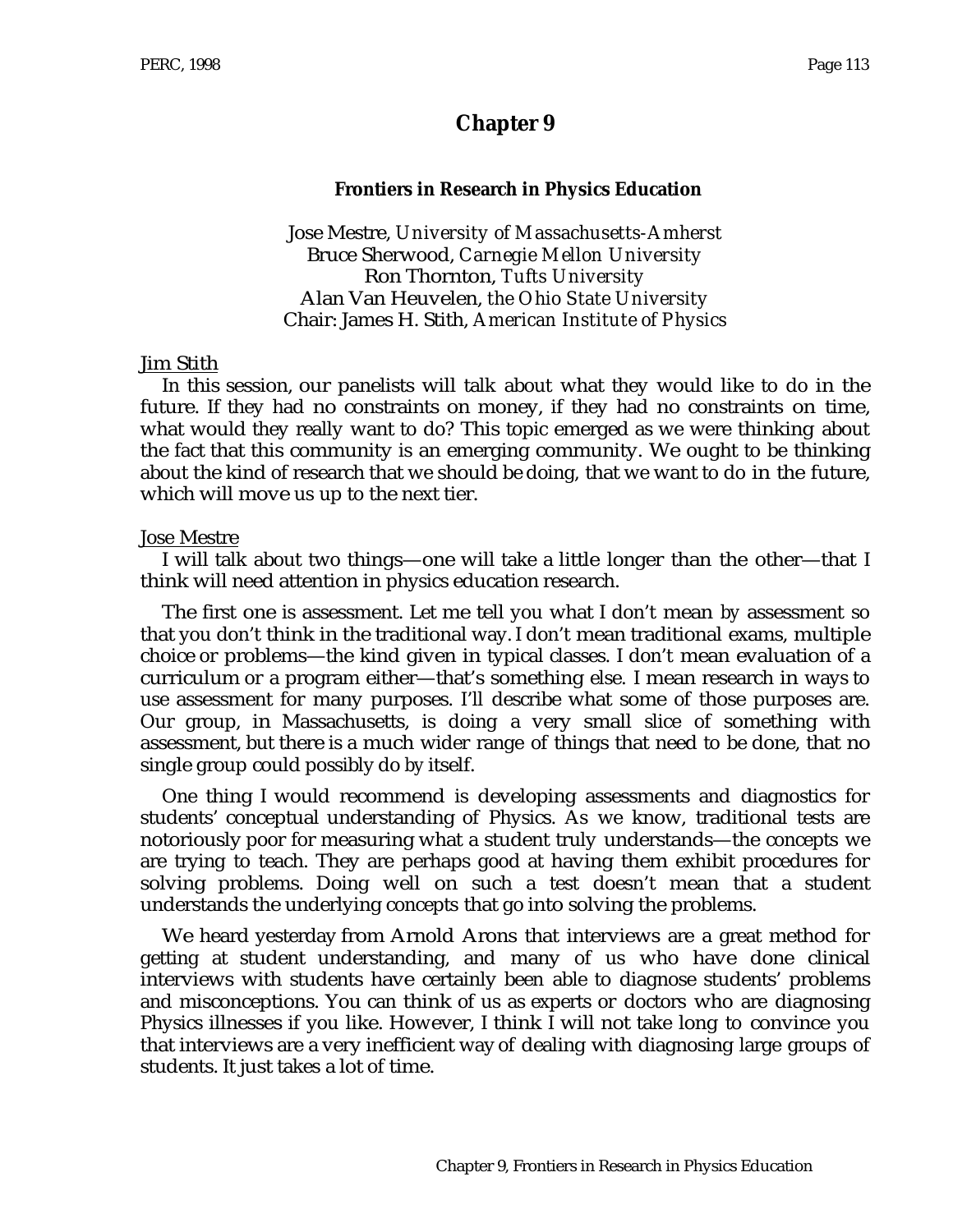# Chapter 9

## Frontiers in Research in Physics Education

Jose Mestre, *University of Massachusetts-Amherst*
Bruce Sherwood, *Carnegie Mellon University*
Ron Thornton, *Tufts University*
Alan Van Heuvelen, *the Ohio State University*
Chair: James H. Stith, *American Institute of Physics*

<u>Jim Stith</u>

In this session, our panelists will talk about what they would like to do in the future. If they had no constraints on money, if they had no constraints on time, what would they really want to do? This topic emerged as we were thinking about the fact that this community is an emerging community. We ought to be thinking about the kind of research that we should be doing, that we want to do in the future, which will move us up to the next tier.

<u>Jose Mestre</u>

I will talk about two things—one will take a little longer than the other—that I think will need attention in physics education research.

The first one is assessment. Let me tell you what I don't mean by assessment so that you don't think in the traditional way. I don't mean traditional exams, multiple choice or problems—the kind given in typical classes. I don't mean evaluation of a curriculum or a program either—that's something else. I mean research in ways to use assessment for many purposes. I'll describe what some of those purposes are. Our group, in Massachusetts, is doing a very small slice of something with assessment, but there is a much wider range of things that need to be done, that no single group could possibly do by itself.

One thing I would recommend is developing assessments and diagnostics for students' conceptual understanding of Physics. As we know, traditional tests are notoriously poor for measuring what a student truly understands—the concepts we are trying to teach. They are perhaps good at having them exhibit procedures for solving problems. Doing well on such a test doesn't mean that a student understands the underlying concepts that go into solving the problems.

We heard yesterday from Arnold Arons that interviews are a great method for getting at student understanding, and many of us who have done clinical interviews with students have certainly been able to diagnose students' problems and misconceptions. You can think of us as experts or doctors who are diagnosing Physics illnesses if you like. However, I think I will not take long to convince you that interviews are a very inefficient way of dealing with diagnosing large groups of students. It just takes a lot of time.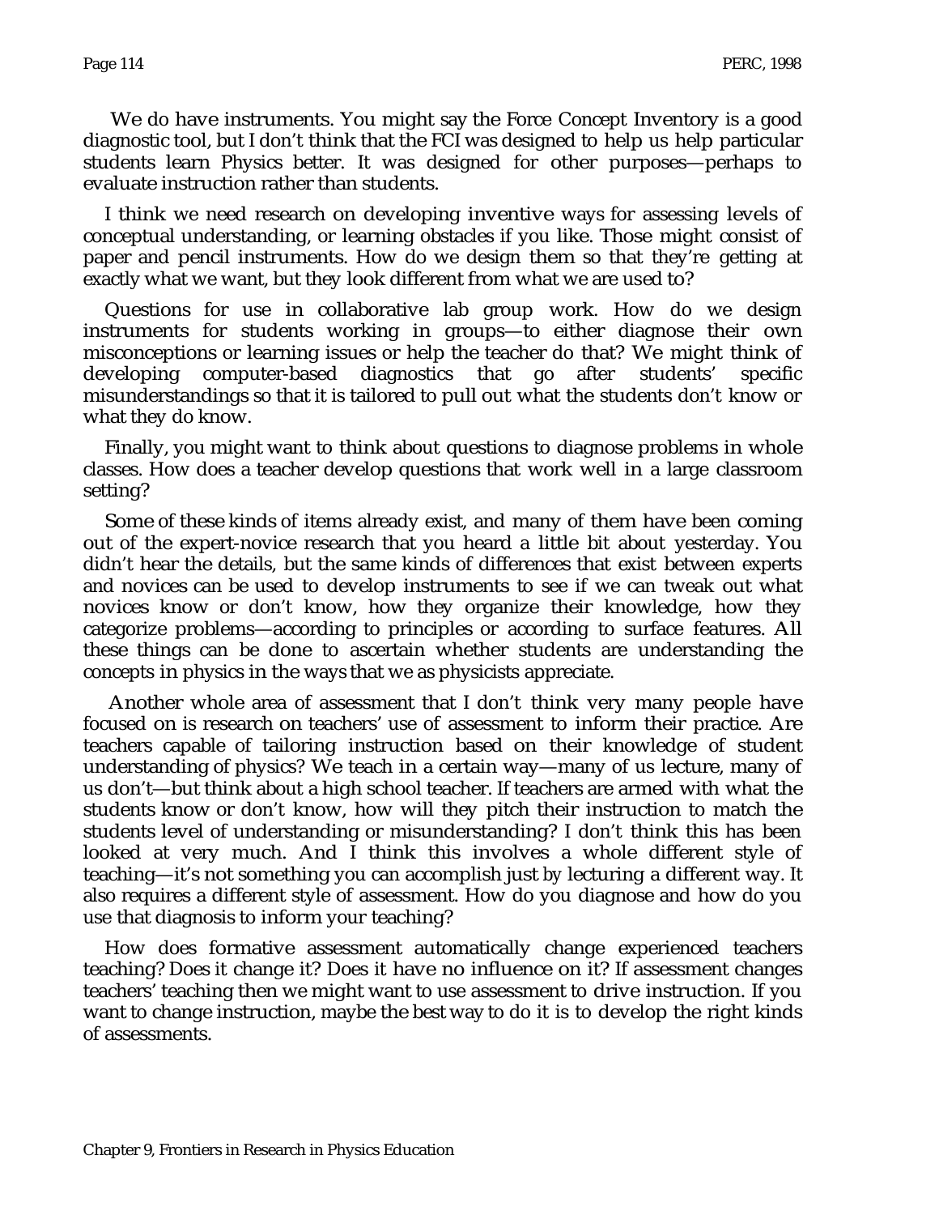We do have instruments. You might say the Force Concept Inventory is a good diagnostic tool, but I don't think that the FCI was designed to help us help particular students learn Physics better. It was designed for other purposes—perhaps to evaluate instruction rather than students.

I think we need research on developing inventive ways for assessing levels of conceptual understanding, or learning obstacles if you like. Those might consist of paper and pencil instruments. How do we design them so that they're getting at exactly what we want, but they look different from what we are used to?

Questions for use in collaborative lab group work. How do we design instruments for students working in groups—to either diagnose their own misconceptions or learning issues or help the teacher do that? We might think of developing computer-based diagnostics that go after students' specific misunderstandings so that it is tailored to pull out what the students don't know or what they do know.

Finally, you might want to think about questions to diagnose problems in whole classes. How does a teacher develop questions that work well in a large classroom setting?

Some of these kinds of items already exist, and many of them have been coming out of the expert-novice research that you heard a little bit about yesterday. You didn't hear the details, but the same kinds of differences that exist between experts and novices can be used to develop instruments to see if we can tweak out what novices know or don't know, how they organize their knowledge, how they categorize problems—according to principles or according to surface features. All these things can be done to ascertain whether students are understanding the concepts in physics in the ways that we as physicists appreciate.

Another whole area of assessment that I don't think very many people have focused on is research on teachers' use of assessment to inform their practice. Are teachers capable of tailoring instruction based on their knowledge of student understanding of physics? We teach in a certain way—many of us lecture, many of us don't—but think about a high school teacher. If teachers are armed with what the students know or don't know, how will they pitch their instruction to match the students level of understanding or misunderstanding? I don't think this has been looked at very much. And I think this involves a whole different style of teaching—it's not something you can accomplish just by lecturing a different way. It also requires a different style of assessment. How do you diagnose and how do you use that diagnosis to inform your teaching?

How does formative assessment automatically change experienced teachers teaching? Does it change it? Does it have no influence on it? If assessment changes teachers' teaching then we might want to use assessment to drive instruction. If you want to change instruction, maybe the best way to do it is to develop the right kinds of assessments.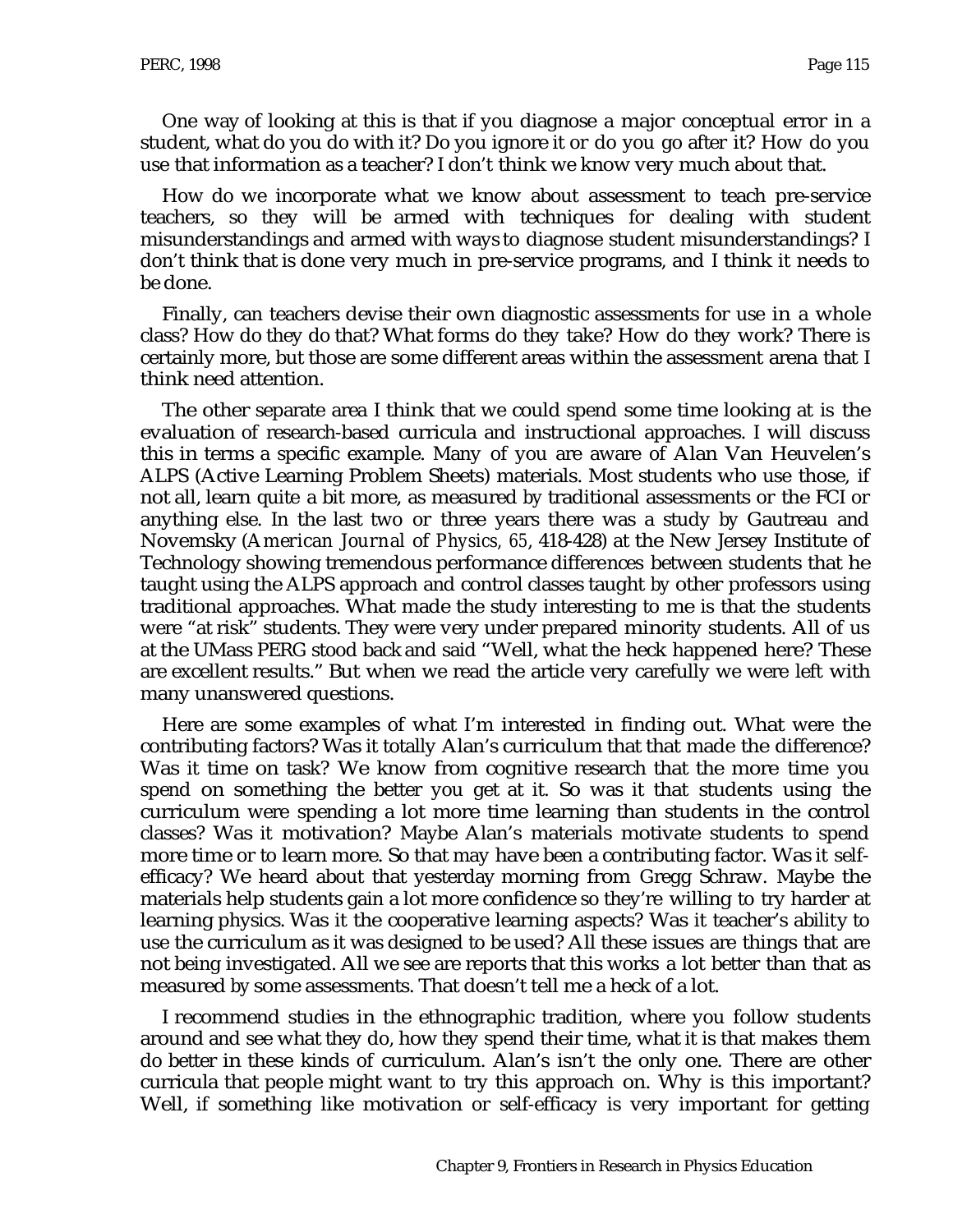One way of looking at this is that if you diagnose a major conceptual error in a student, what do you do with it? Do you ignore it or do you go after it? How do you use that information as a teacher? I don't think we know very much about that.

How do we incorporate what we know about assessment to teach pre-service teachers, so they will be armed with techniques for dealing with student misunderstandings and armed with ways to diagnose student misunderstandings? I don't think that is done very much in pre-service programs, and I think it needs to be done.

Finally, can teachers devise their own diagnostic assessments for use in a whole class? How do they do that? What forms do they take? How do they work? There is certainly more, but those are some different areas within the assessment arena that I think need attention.

The other separate area I think that we could spend some time looking at is the evaluation of research-based curricula and instructional approaches. I will discuss this in terms a specific example. Many of you are aware of Alan Van Heuvelen's ALPS (Active Learning Problem Sheets) materials. Most students who use those, if not all, learn quite a bit more, as measured by traditional assessments or the FCI or anything else. In the last two or three years there was a study by Gautreau and Novemsky (*American Journal of Physics*, *65*, 418-428) at the New Jersey Institute of Technology showing tremendous performance differences between students that he taught using the ALPS approach and control classes taught by other professors using traditional approaches. What made the study interesting to me is that the students were "at risk" students. They were very under prepared minority students. All of us at the UMass PERG stood back and said "Well, what the heck happened here? These are excellent results." But when we read the article very carefully we were left with many unanswered questions.

Here are some examples of what I'm interested in finding out. What were the contributing factors? Was it totally Alan's curriculum that that made the difference? Was it time on task? We know from cognitive research that the more time you spend on something the better you get at it. So was it that students using the curriculum were spending a lot more time learning than students in the control classes? Was it motivation? Maybe Alan's materials motivate students to spend more time or to learn more. So that may have been a contributing factor. Was it self-efficacy? We heard about that yesterday morning from Gregg Schraw. Maybe the materials help students gain a lot more confidence so they're willing to try harder at learning physics. Was it the cooperative learning aspects? Was it teacher's ability to use the curriculum as it was designed to be used? All these issues are things that are not being investigated. All we see are reports that this works a lot better than that as measured by some assessments. That doesn't tell me a heck of a lot.

I recommend studies in the ethnographic tradition, where you follow students around and see what they do, how they spend their time, what it is that makes them do better in these kinds of curriculum. Alan's isn't the only one. There are other curricula that people might want to try this approach on. Why is this important? Well, if something like motivation or self-efficacy is very important for getting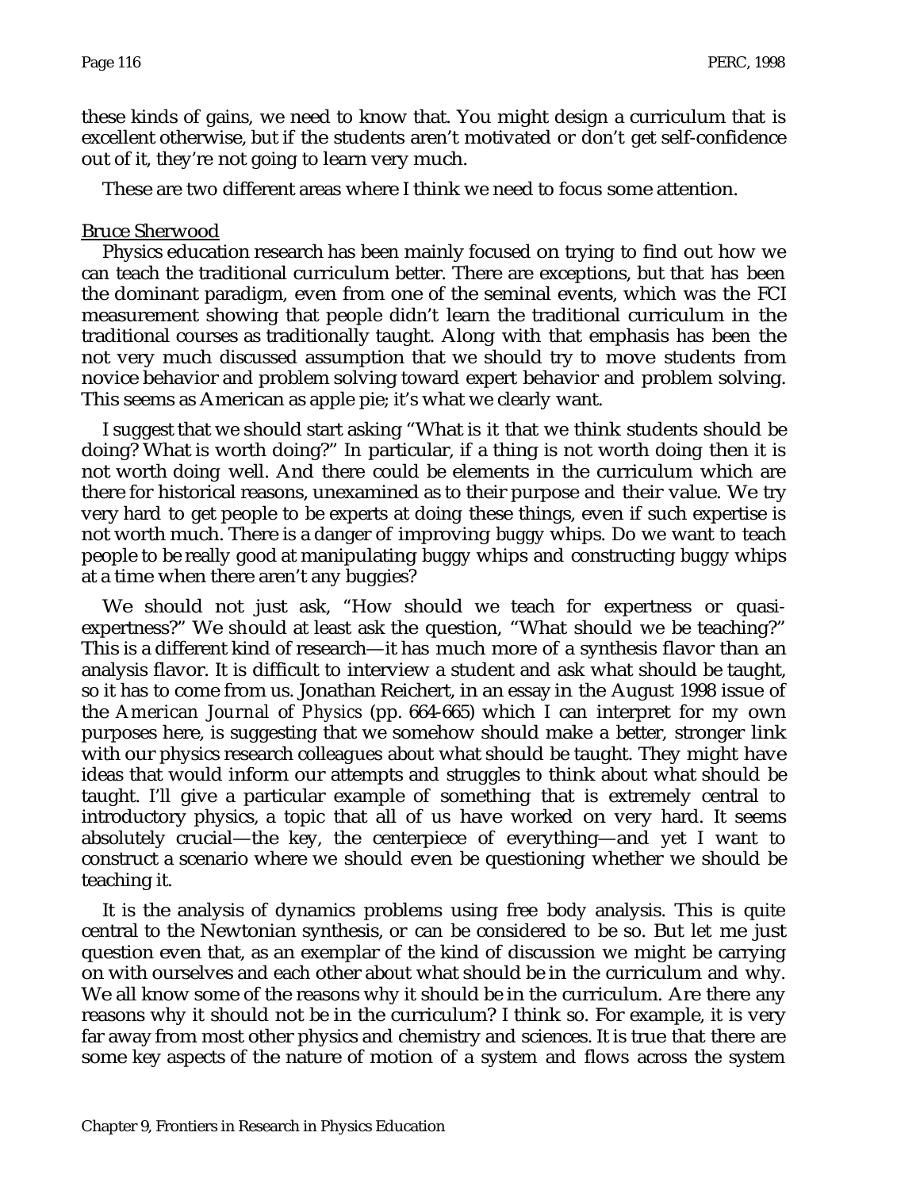these kinds of gains, we need to know that. You might design a curriculum that is excellent otherwise, but if the students aren't motivated or don't get self-confidence out of it, they're not going to learn very much.

These are two different areas where I think we need to focus some attention.

Bruce Sherwood

Physics education research has been mainly focused on trying to find out how we can teach the traditional curriculum better. There are exceptions, but that has been the dominant paradigm, even from one of the seminal events, which was the FCI measurement showing that people didn't learn the traditional curriculum in the traditional courses as traditionally taught. Along with that emphasis has been the not very much discussed assumption that we should try to move students from novice behavior and problem solving toward expert behavior and problem solving. This seems as American as apple pie; it's what we clearly want.

I suggest that we should start asking "What is it that we think students should be doing? What is worth doing?" In particular, if a thing is not worth doing then it is not worth doing well. And there could be elements in the curriculum which are there for historical reasons, unexamined as to their purpose and their value. We try very hard to get people to be experts at doing these things, even if such expertise is not worth much. There is a danger of improving buggy whips. Do we want to teach people to be really good at manipulating buggy whips and constructing buggy whips at a time when there aren't any buggies?

We should not just ask, "How should we teach for expertness or quasi-expertness?" We should at least ask the question, "What should we be teaching?" This is a different kind of research—it has much more of a synthesis flavor than an analysis flavor. It is difficult to interview a student and ask what should be taught, so it has to come from us. Jonathan Reichert, in an essay in the August 1998 issue of the *American Journal of Physics* (pp. 664-665) which I can interpret for my own purposes here, is suggesting that we somehow should make a better, stronger link with our physics research colleagues about what should be taught. They might have ideas that would inform our attempts and struggles to think about what should be taught. I'll give a particular example of something that is extremely central to introductory physics, a topic that all of us have worked on very hard. It seems absolutely crucial—the key, the centerpiece of everything—and yet I want to construct a scenario where we should even be questioning whether we should be teaching it.

It is the analysis of dynamics problems using free body analysis. This is quite central to the Newtonian synthesis, or can be considered to be so. But let me just question even that, as an exemplar of the kind of discussion we might be carrying on with ourselves and each other about what should be in the curriculum and why. We all know some of the reasons why it should be in the curriculum. Are there any reasons why it should not be in the curriculum? I think so. For example, it is very far away from most other physics and chemistry and sciences. It is true that there are some key aspects of the nature of motion of a system and flows across the system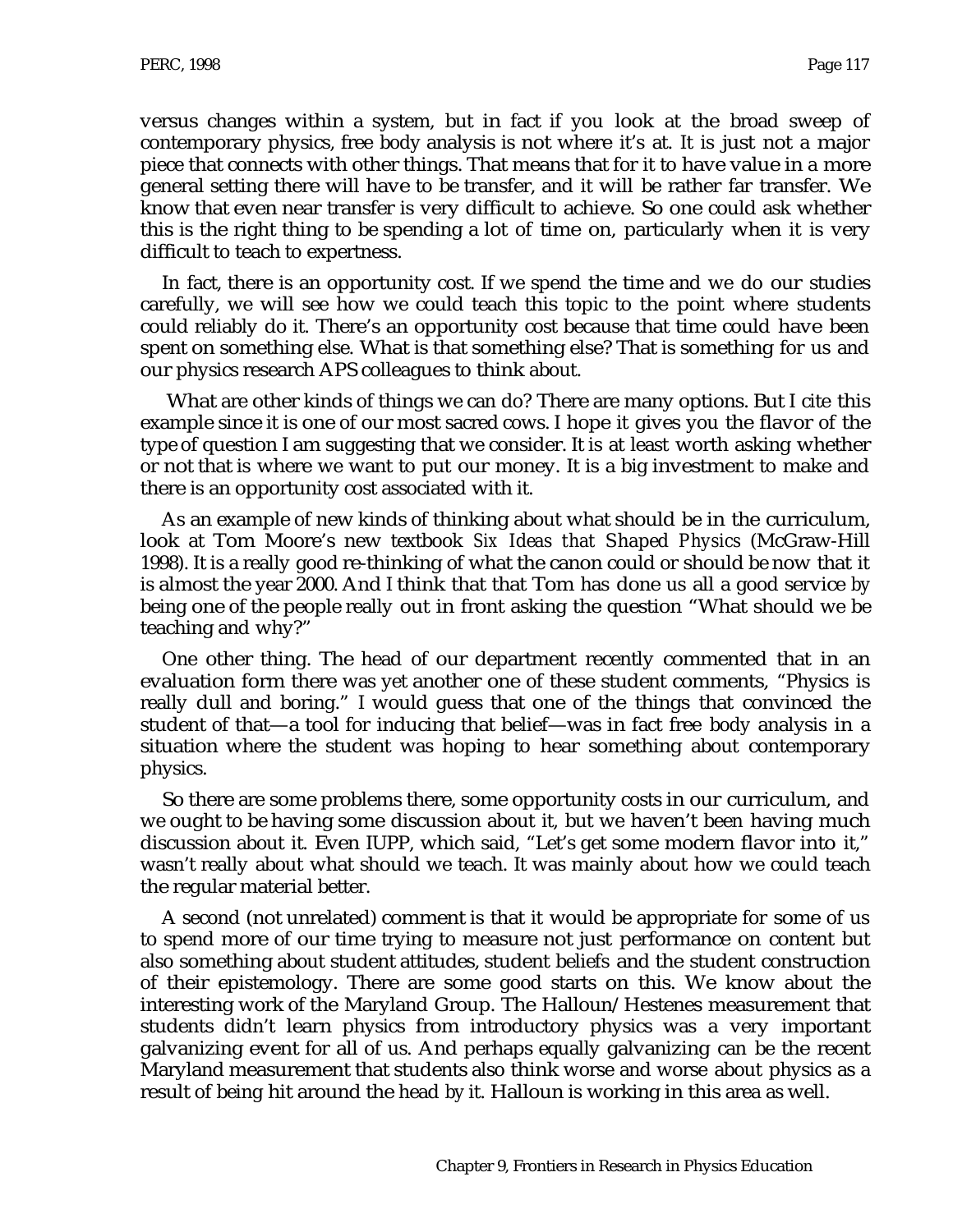versus changes within a system, but in fact if you look at the broad sweep of contemporary physics, free body analysis is not where it's at. It is just not a major piece that connects with other things. That means that for it to have value in a more general setting there will have to be transfer, and it will be rather far transfer. We know that even near transfer is very difficult to achieve. So one could ask whether this is the right thing to be spending a lot of time on, particularly when it is very difficult to teach to expertness.

In fact, there is an opportunity cost. If we spend the time and we do our studies carefully, we will see how we could teach this topic to the point where students could reliably do it. There's an opportunity cost because that time could have been spent on something else. What is that something else? That is something for us and our physics research APS colleagues to think about.

What are other kinds of things we can do? There are many options. But I cite this example since it is one of our most sacred cows. I hope it gives you the flavor of the type of question I am suggesting that we consider. It is at least worth asking whether or not that is where we want to put our money. It is a big investment to make and there is an opportunity cost associated with it.

As an example of new kinds of thinking about what should be in the curriculum, look at Tom Moore's new textbook *Six Ideas that Shaped Physics* (McGraw-Hill 1998). It is a really good re-thinking of what the canon could or should be now that it is almost the year 2000. And I think that that Tom has done us all a good service by being one of the people really out in front asking the question "What should we be teaching and why?"

One other thing. The head of our department recently commented that in an evaluation form there was yet another one of these student comments, "Physics is really dull and boring." I would guess that one of the things that convinced the student of that—a tool for inducing that belief—was in fact free body analysis in a situation where the student was hoping to hear something about contemporary physics.

So there are some problems there, some opportunity costs in our curriculum, and we ought to be having some discussion about it, but we haven't been having much discussion about it. Even IUPP, which said, "Let's get some modern flavor into it," wasn't really about what should we teach. It was mainly about how we could teach the regular material better.

A second (not unrelated) comment is that it would be appropriate for some of us to spend more of our time trying to measure not just performance on content but also something about student attitudes, student beliefs and the student construction of their epistemology. There are some good starts on this. We know about the interesting work of the Maryland Group. The Halloun/Hestenes measurement that students didn't learn physics from introductory physics was a very important galvanizing event for all of us. And perhaps equally galvanizing can be the recent Maryland measurement that students also think worse and worse about physics as a result of being hit around the head by it. Halloun is working in this area as well.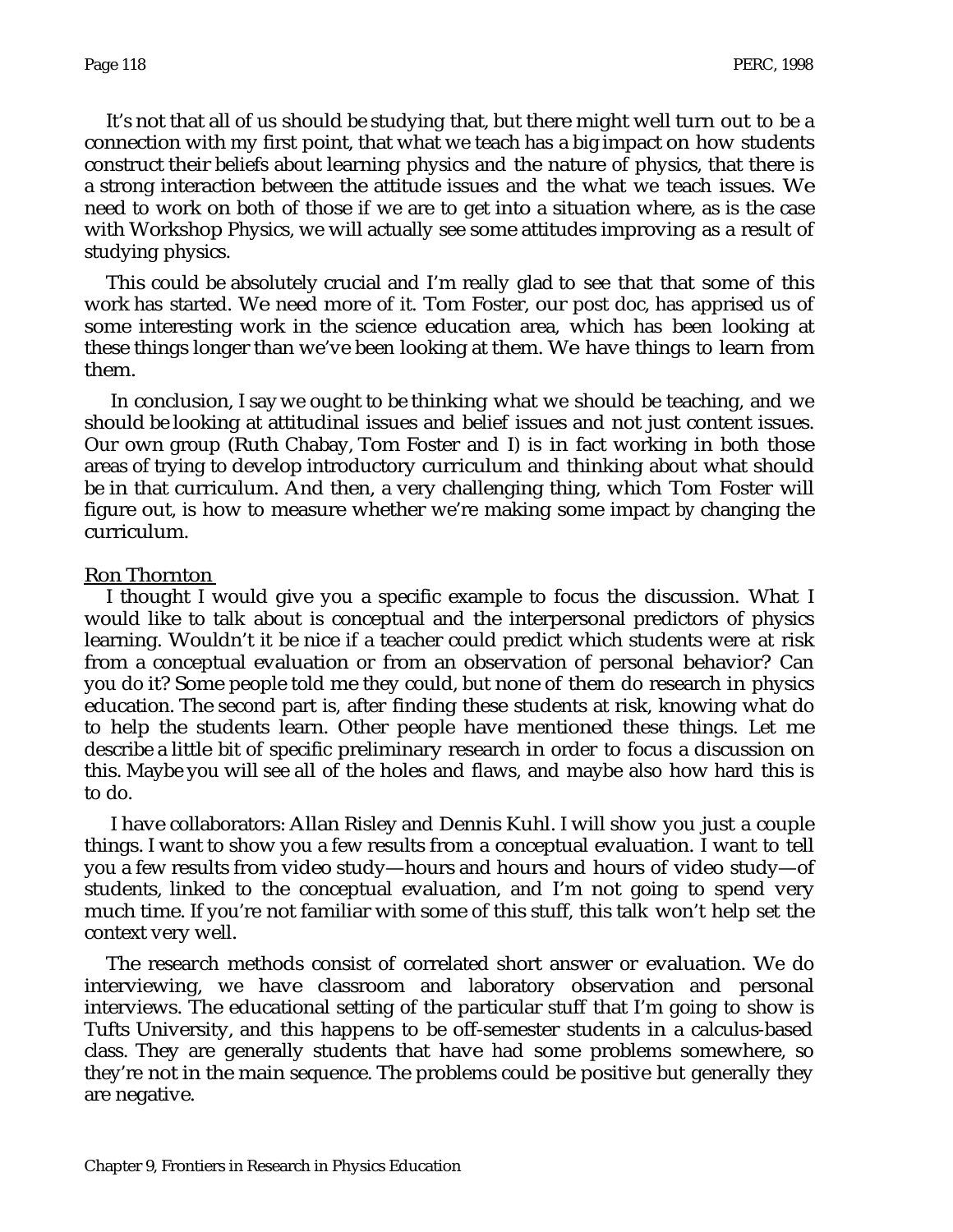It's not that all of us should be studying that, but there might well turn out to be a connection with my first point, that what we teach has a big impact on how students construct their beliefs about learning physics and the nature of physics, that there is a strong interaction between the attitude issues and the what we teach issues. We need to work on both of those if we are to get into a situation where, as is the case with Workshop Physics, we will actually see some attitudes improving as a result of studying physics.

This could be absolutely crucial and I'm really glad to see that that some of this work has started. We need more of it. Tom Foster, our post doc, has apprised us of some interesting work in the science education area, which has been looking at these things longer than we've been looking at them. We have things to learn from them.

In conclusion, I say we ought to be thinking what we should be teaching, and we should be looking at attitudinal issues and belief issues and not just content issues. Our own group (Ruth Chabay, Tom Foster and I) is in fact working in both those areas of trying to develop introductory curriculum and thinking about what should be in that curriculum. And then, a very challenging thing, which Tom Foster will figure out, is how to measure whether we're making some impact by changing the curriculum.

<u>Ron Thornton</u>

I thought I would give you a specific example to focus the discussion. What I would like to talk about is conceptual and the interpersonal predictors of physics learning. Wouldn't it be nice if a teacher could predict which students were at risk from a conceptual evaluation or from an observation of personal behavior? Can you do it? Some people told me they could, but none of them do research in physics education. The second part is, after finding these students at risk, knowing what do to help the students learn. Other people have mentioned these things. Let me describe a little bit of specific preliminary research in order to focus a discussion on this. Maybe you will see all of the holes and flaws, and maybe also how hard this is to do.

I have collaborators: Allan Risley and Dennis Kuhl. I will show you just a couple things. I want to show you a few results from a conceptual evaluation. I want to tell you a few results from video study—hours and hours and hours of video study—of students, linked to the conceptual evaluation, and I'm not going to spend very much time. If you're not familiar with some of this stuff, this talk won't help set the context very well.

The research methods consist of correlated short answer or evaluation. We do interviewing, we have classroom and laboratory observation and personal interviews. The educational setting of the particular stuff that I'm going to show is Tufts University, and this happens to be off-semester students in a calculus-based class. They are generally students that have had some problems somewhere, so they're not in the main sequence. The problems could be positive but generally they are negative.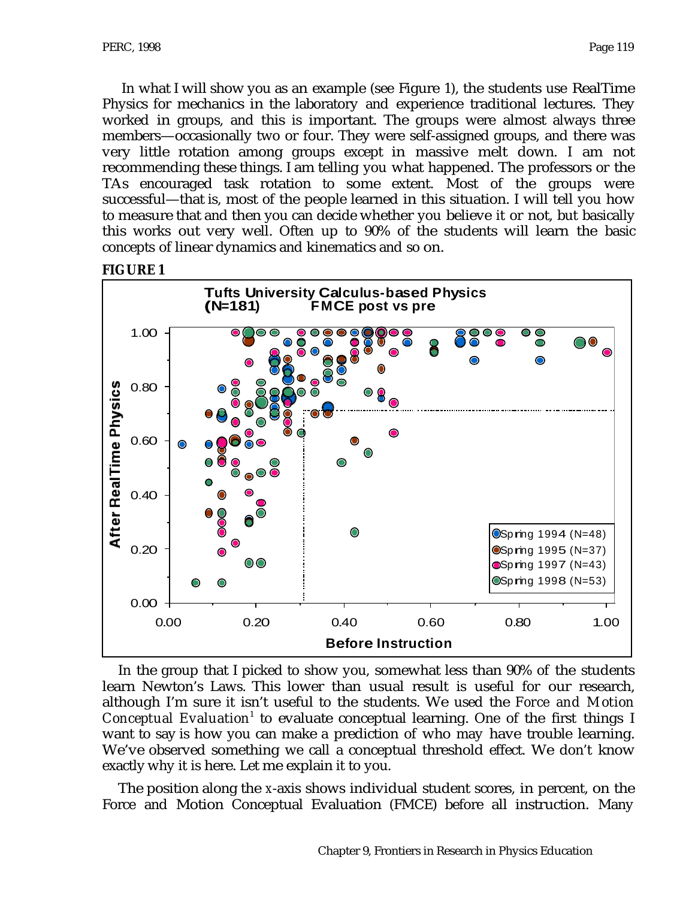In what I will show you as an example (see Figure 1), the students use RealTime Physics for mechanics in the laboratory and experience traditional lectures. They worked in groups, and this is important. The groups were almost always three members—occasionally two or four. They were self-assigned groups, and there was very little rotation among groups except in massive melt down. I am not recommending these things. I am telling you what happened. The professors or the TAs encouraged task rotation to some extent. Most of the groups were successful—that is, most of the people learned in this situation. I will tell you how to measure that and then you can decide whether you believe it or not, but basically this works out very well. Often up to 90% of the students will learn the basic concepts of linear dynamics and kinematics and so on.

**FIGURE 1**

Tufts University Calculus-based Physics (N=181) FMCE post vs pre

In the group that I picked to show you, somewhat less than 90% of the students learn Newton's Laws. This lower than usual result is useful for our research, although I'm sure it isn't useful to the students. We used the *Force and Motion Conceptual Evaluation*[1] to evaluate conceptual learning. One of the first things I want to say is how you can make a prediction of who may have trouble learning. We've observed something we call a conceptual threshold effect. We don't know exactly why it is here. Let me explain it to you.

The position along the *x*-axis shows individual student scores, in percent, on the Force and Motion Conceptual Evaluation (FMCE) before all instruction. Many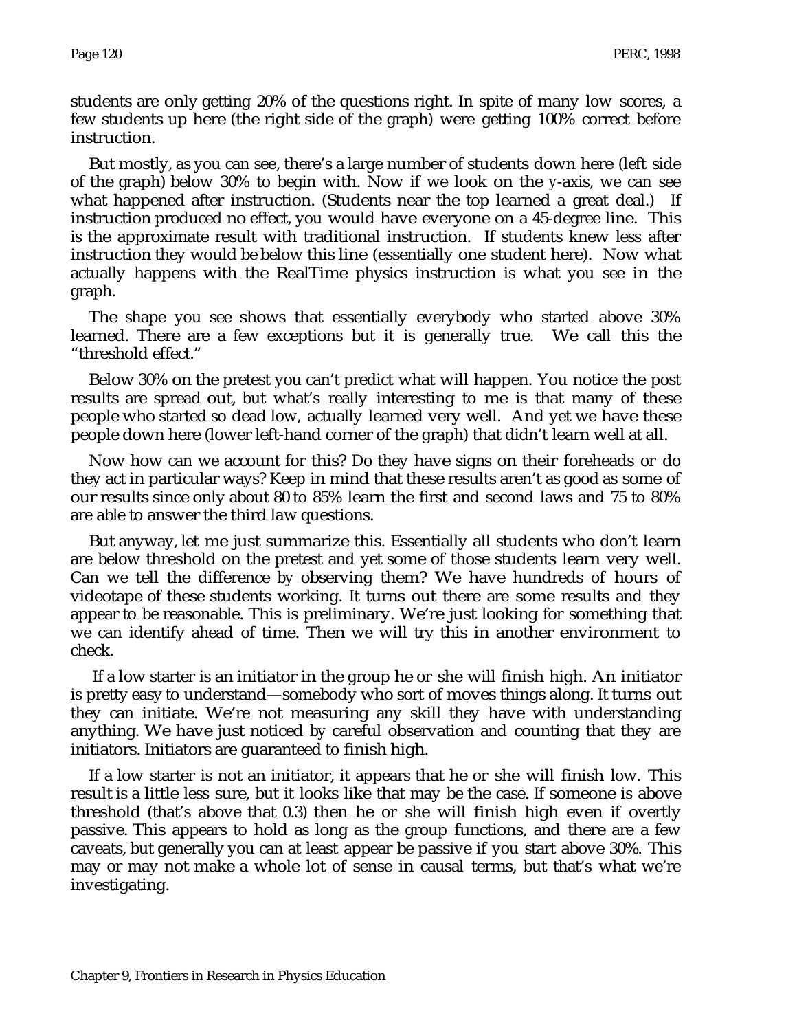students are only getting 20% of the questions right. In spite of many low scores, a few students up here (the right side of the graph) were getting 100% correct before instruction.

But mostly, as you can see, there's a large number of students down here (left side of the graph) below 30% to begin with. Now if we look on the *y*-axis, we can see what happened after instruction. (Students near the top learned a great deal.) If instruction produced no effect, you would have everyone on a 45-degree line. This is the approximate result with traditional instruction. If students knew less after instruction they would be below this line (essentially one student here). Now what actually happens with the RealTime physics instruction is what you see in the graph.

The shape you see shows that essentially everybody who started above 30% learned. There are a few exceptions but it is generally true. We call this the "threshold effect."

Below 30% on the pretest you can't predict what will happen. You notice the post results are spread out, but what's really interesting to me is that many of these people who started so dead low, actually learned very well. And yet we have these people down here (lower left-hand corner of the graph) that didn't learn well at all.

Now how can we account for this? Do they have signs on their foreheads or do they act in particular ways? Keep in mind that these results aren't as good as some of our results since only about 80 to 85% learn the first and second laws and 75 to 80% are able to answer the third law questions.

But anyway, let me just summarize this. Essentially all students who don't learn are below threshold on the pretest and yet some of those students learn very well. Can we tell the difference by observing them? We have hundreds of hours of videotape of these students working. It turns out there are some results and they appear to be reasonable. This is preliminary. We're just looking for something that we can identify ahead of time. Then we will try this in another environment to check.

If a low starter is an initiator in the group he or she will finish high. An initiator is pretty easy to understand—somebody who sort of moves things along. It turns out they can initiate. We're not measuring any skill they have with understanding anything. We have just noticed by careful observation and counting that they are initiators. Initiators are guaranteed to finish high.

If a low starter is not an initiator, it appears that he or she will finish low. This result is a little less sure, but it looks like that may be the case. If someone is above threshold (that's above that 0.3) then he or she will finish high even if overtly passive. This appears to hold as long as the group functions, and there are a few caveats, but generally you can at least appear be passive if you start above 30%. This may or may not make a whole lot of sense in causal terms, but that's what we're investigating.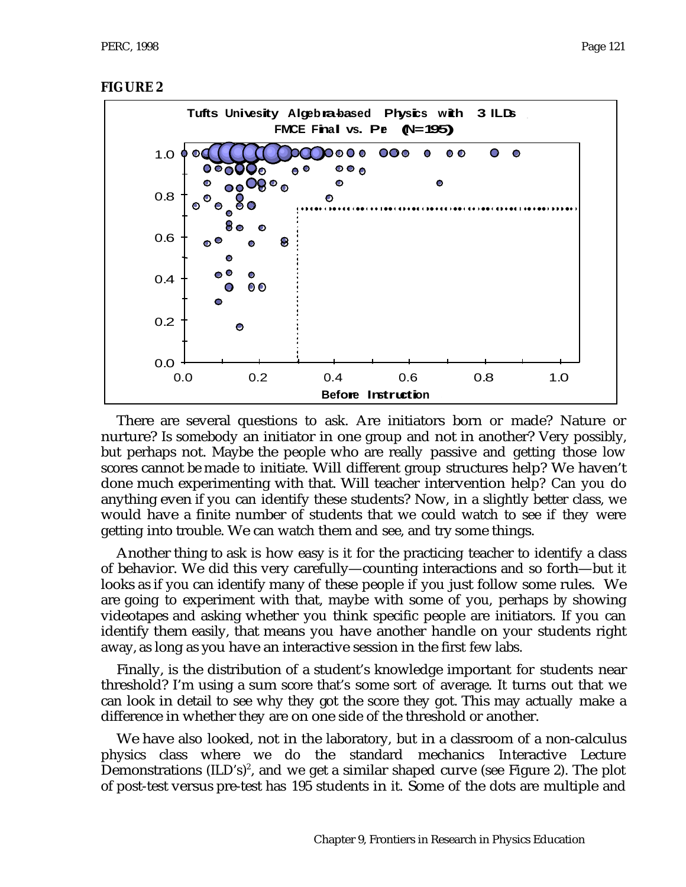**FIGURE 2**

There are several questions to ask. Are initiators born or made? Nature or nurture? Is somebody an initiator in one group and not in another? Very possibly, but perhaps not. Maybe the people who are really passive and getting those low scores cannot be made to initiate. Will different group structures help? We haven't done much experimenting with that. Will teacher intervention help? Can you do anything even if you can identify these students? Now, in a slightly better class, we would have a finite number of students that we could watch to see if they were getting into trouble. We can watch them and see, and try some things.

Another thing to ask is how easy is it for the practicing teacher to identify a class of behavior. We did this very carefully—counting interactions and so forth—but it looks as if you can identify many of these people if you just follow some rules. We are going to experiment with that, maybe with some of you, perhaps by showing videotapes and asking whether you think specific people are initiators. If you can identify them easily, that means you have another handle on your students right away, as long as you have an interactive session in the first few labs.

Finally, is the distribution of a student's knowledge important for students near threshold? I'm using a sum score that's some sort of average. It turns out that we can look in detail to see why they got the score they got. This may actually make a difference in whether they are on one side of the threshold or another.

We have also looked, not in the laboratory, but in a classroom of a non-calculus physics class where we do the standard mechanics Interactive Lecture Demonstrations (ILD's)[2], and we get a similar shaped curve (see Figure 2). The plot of post-test versus pre-test has 195 students in it. Some of the dots are multiple and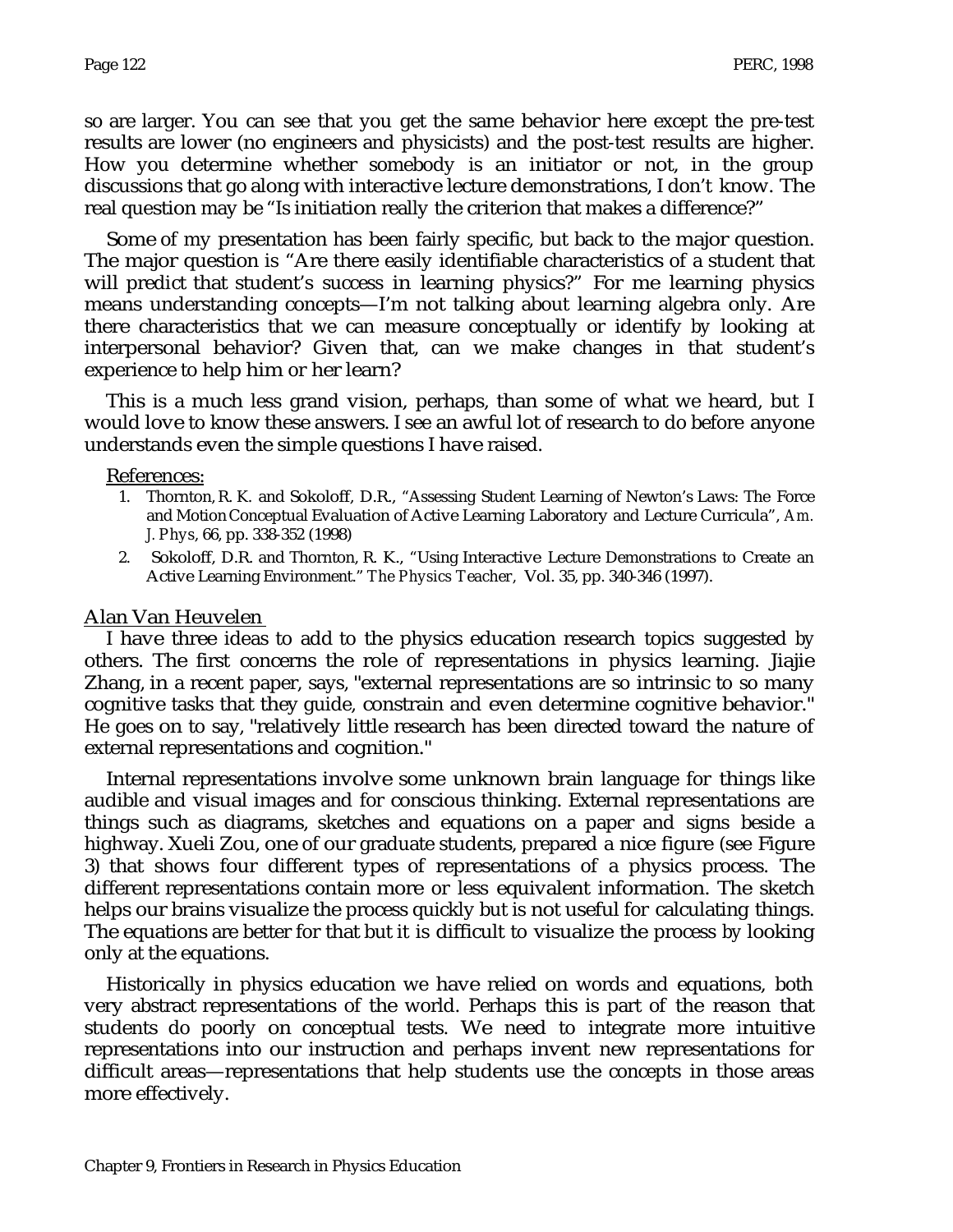so are larger. You can see that you get the same behavior here except the pre-test results are lower (no engineers and physicists) and the post-test results are higher. How you determine whether somebody is an initiator or not, in the group discussions that go along with interactive lecture demonstrations, I don't know. The real question may be "Is initiation really the criterion that makes a difference?"

Some of my presentation has been fairly specific, but back to the major question. The major question is "Are there easily identifiable characteristics of a student that will predict that student's success in learning physics?" For me learning physics means understanding concepts—I'm not talking about learning algebra only. Are there characteristics that we can measure conceptually or identify by looking at interpersonal behavior? Given that, can we make changes in that student's experience to help him or her learn?

This is a much less grand vision, perhaps, than some of what we heard, but I would love to know these answers. I see an awful lot of research to do before anyone understands even the simple questions I have raised.

References:

1. Thornton, R. K. and Sokoloff, D.R., "Assessing Student Learning of Newton's Laws: The Force and Motion Conceptual Evaluation of Active Learning Laboratory and Lecture Curricula", *Am. J. Phys*, 66, pp. 338-352 (1998)
2. Sokoloff, D.R. and Thornton, R. K., "Using Interactive Lecture Demonstrations to Create an Active Learning Environment." *The Physics Teacher*, Vol. 35, pp. 340-346 (1997).

## Alan Van Heuvelen

I have three ideas to add to the physics education research topics suggested by others. The first concerns the role of representations in physics learning. Jiajie Zhang, in a recent paper, says, "external representations are so intrinsic to so many cognitive tasks that they guide, constrain and even determine cognitive behavior." He goes on to say, "relatively little research has been directed toward the nature of external representations and cognition."

Internal representations involve some unknown brain language for things like audible and visual images and for conscious thinking. External representations are things such as diagrams, sketches and equations on a paper and signs beside a highway. Xueli Zou, one of our graduate students, prepared a nice figure (see Figure 3) that shows four different types of representations of a physics process. The different representations contain more or less equivalent information. The sketch helps our brains visualize the process quickly but is not useful for calculating things. The equations are better for that but it is difficult to visualize the process by looking only at the equations.

Historically in physics education we have relied on words and equations, both very abstract representations of the world. Perhaps this is part of the reason that students do poorly on conceptual tests. We need to integrate more intuitive representations into our instruction and perhaps invent new representations for difficult areas—representations that help students use the concepts in those areas more effectively.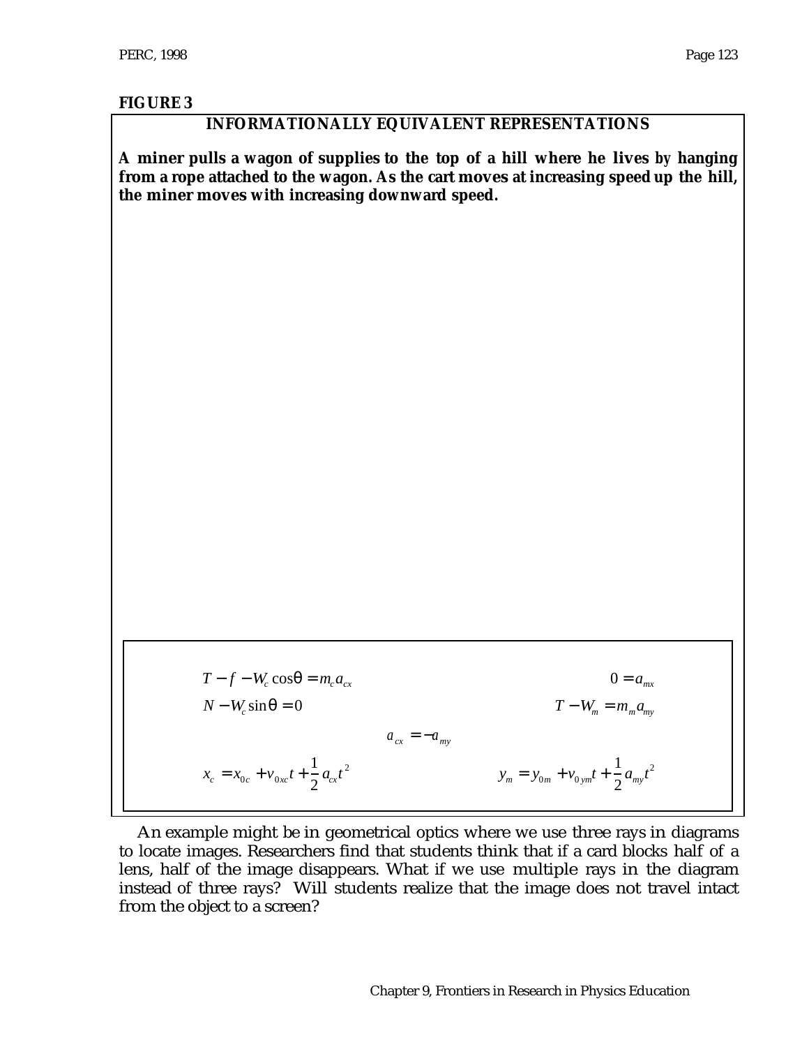**FIGURE 3**

**INFORMATIONALLY EQUIVALENT REPRESENTATIONS**

**A miner pulls a wagon of supplies to the top of a hill where he lives by hanging from a rope attached to the wagon. As the cart moves at increasing speed up the hill, the miner moves with increasing downward speed.**

$$T - f - W_c \cos\theta = m_c a_{cx} \qquad\qquad 0 = a_{mx}$$

$$N - W_c \sin\theta = 0 \qquad\qquad T - W_m = m_m a_{my}$$

$$a_{cx} = -a_{my}$$

$$x_c = x_{0c} + v_{0xc} t + \frac{1}{2} a_{cx} t^2 \qquad\qquad y_m = y_{0m} + v_{0ym} t + \frac{1}{2} a_{my} t^2$$

An example might be in geometrical optics where we use three rays in diagrams to locate images. Researchers find that students think that if a card blocks half of a lens, half of the image disappears. What if we use multiple rays in the diagram instead of three rays? Will students realize that the image does not travel intact from the object to a screen?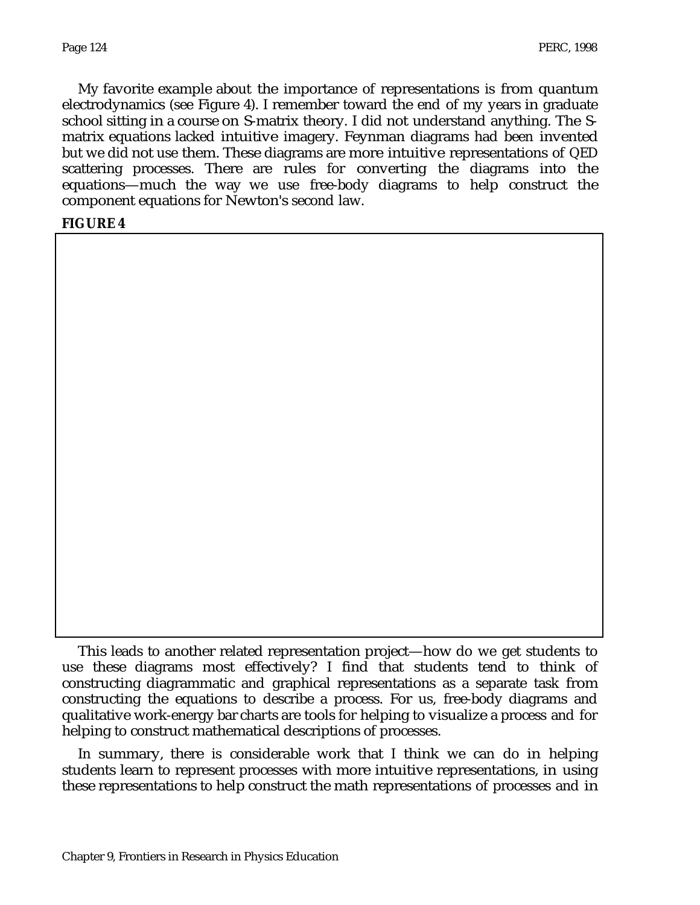My favorite example about the importance of representations is from quantum electrodynamics (see Figure 4). I remember toward the end of my years in graduate school sitting in a course on S-matrix theory. I did not understand anything. The S-matrix equations lacked intuitive imagery. Feynman diagrams had been invented but we did not use them. These diagrams are more intuitive representations of QED scattering processes. There are rules for converting the diagrams into the equations—much the way we use free-body diagrams to help construct the component equations for Newton's second law.

**FIGURE 4**

This leads to another related representation project—how do we get students to use these diagrams most effectively? I find that students tend to think of constructing diagrammatic and graphical representations as a separate task from constructing the equations to describe a process. For us, free-body diagrams and qualitative work-energy bar charts are tools for helping to visualize a process and for helping to construct mathematical descriptions of processes.

In summary, there is considerable work that I think we can do in helping students learn to represent processes with more intuitive representations, in using these representations to help construct the math representations of processes and in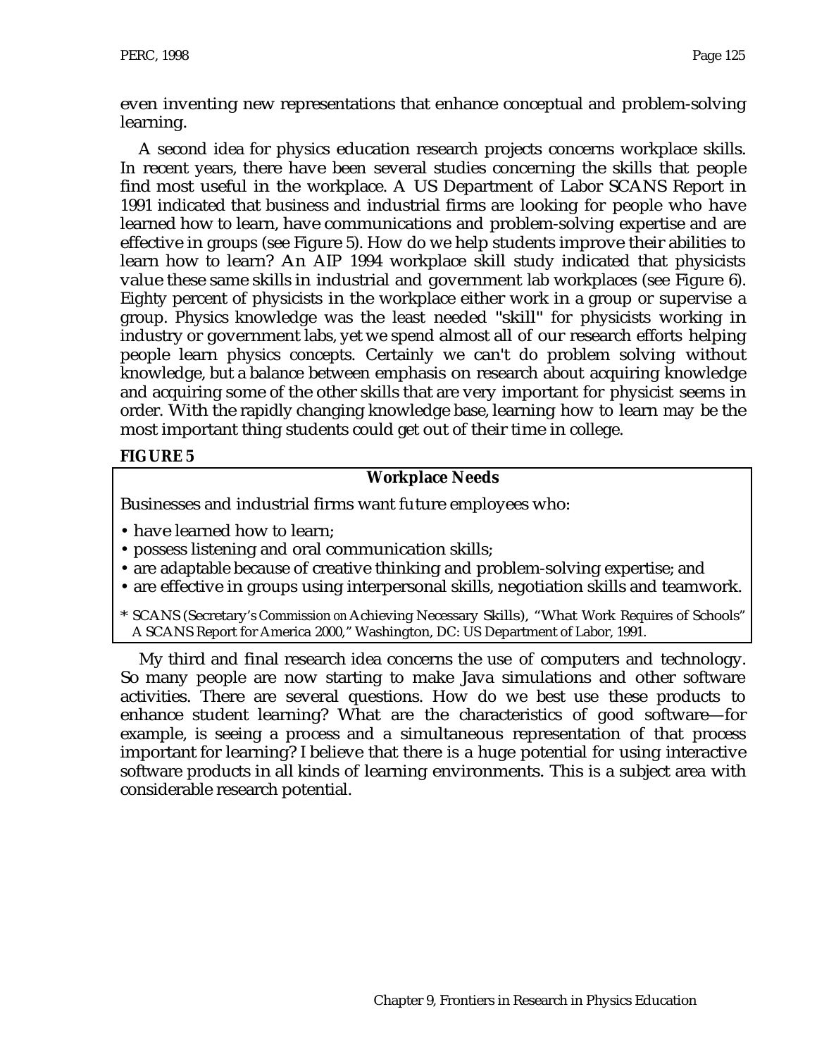even inventing new representations that enhance conceptual and problem-solving learning.

A second idea for physics education research projects concerns workplace skills. In recent years, there have been several studies concerning the skills that people find most useful in the workplace. A US Department of Labor SCANS Report in 1991 indicated that business and industrial firms are looking for people who have learned how to learn, have communications and problem-solving expertise and are effective in groups (see Figure 5). How do we help students improve their abilities to learn how to learn? An AIP 1994 workplace skill study indicated that physicists value these same skills in industrial and government lab workplaces (see Figure 6). Eighty percent of physicists in the workplace either work in a group or supervise a group. Physics knowledge was the least needed "skill" for physicists working in industry or government labs, yet we spend almost all of our research efforts helping people learn physics concepts. Certainly we can't do problem solving without knowledge, but a balance between emphasis on research about acquiring knowledge and acquiring some of the other skills that are very important for physicist seems in order. With the rapidly changing knowledge base, learning how to learn may be the most important thing students could get out of their time in college.

**FIGURE 5**

**Workplace Needs**

Businesses and industrial firms want future employees who:

- have learned how to learn;
- possess listening and oral communication skills;
- are adaptable because of creative thinking and problem-solving expertise; and
- are effective in groups using interpersonal skills, negotiation skills and teamwork.

\* SCANS (Secretary's Commission on Achieving Necessary Skills), "What Work Requires of Schools" A SCANS Report for America 2000," Washington, DC: US Department of Labor, 1991.

My third and final research idea concerns the use of computers and technology. So many people are now starting to make Java simulations and other software activities. There are several questions. How do we best use these products to enhance student learning? What are the characteristics of good software—for example, is seeing a process and a simultaneous representation of that process important for learning? I believe that there is a huge potential for using interactive software products in all kinds of learning environments. This is a subject area with considerable research potential.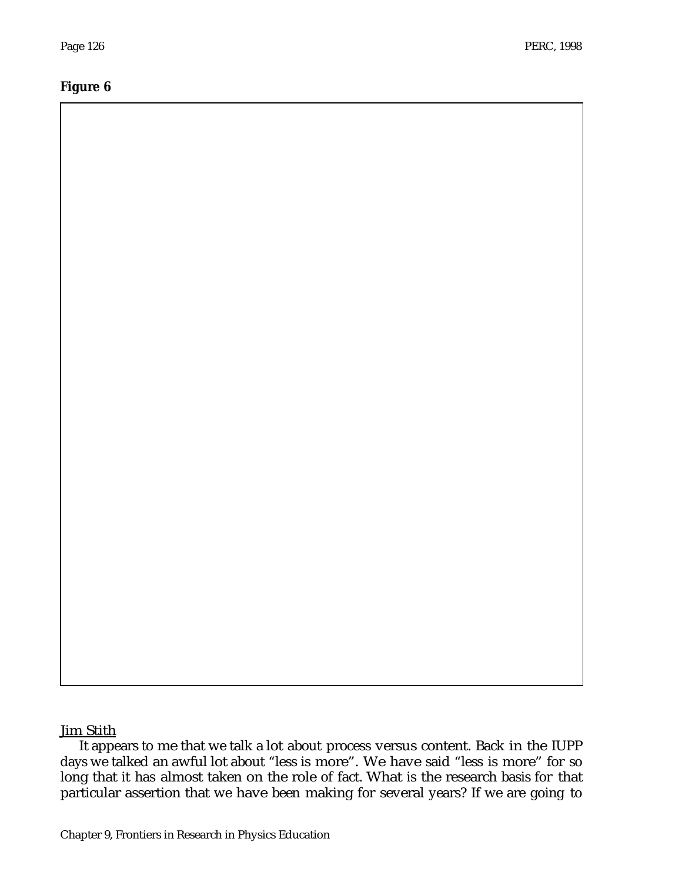**Figure 6**

Jim Stith

It appears to me that we talk a lot about process versus content. Back in the IUPP days we talked an awful lot about "less is more". We have said "less is more" for so long that it has almost taken on the role of fact. What is the research basis for that particular assertion that we have been making for several years? If we are going to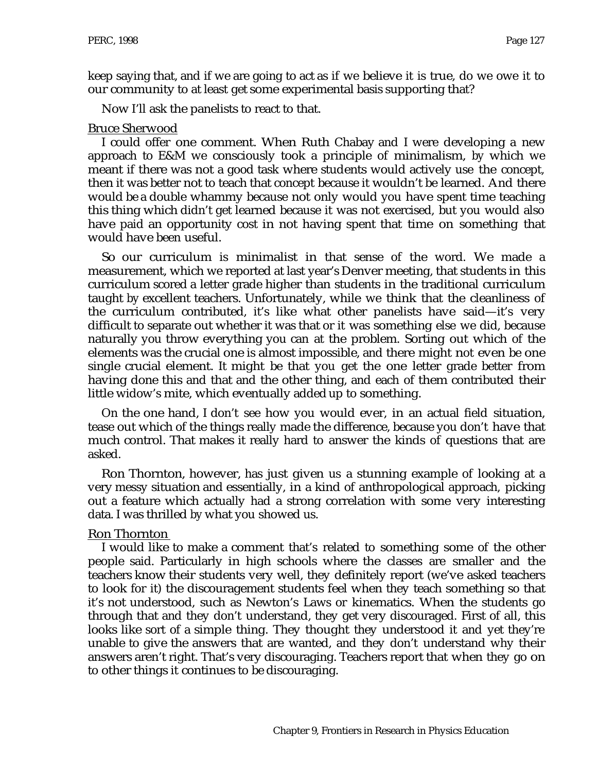keep saying that, and if we are going to act as if we believe it is true, do we owe it to our community to at least get some experimental basis supporting that?

Now I'll ask the panelists to react to that.

Bruce Sherwood

I could offer one comment. When Ruth Chabay and I were developing a new approach to E&M we consciously took a principle of minimalism, by which we meant if there was not a good task where students would actively use the concept, then it was better not to teach that concept because it wouldn't be learned. And there would be a double whammy because not only would you have spent time teaching this thing which didn't get learned because it was not exercised, but you would also have paid an opportunity cost in not having spent that time on something that would have been useful.

So our curriculum is minimalist in that sense of the word. We made a measurement, which we reported at last year's Denver meeting, that students in this curriculum scored a letter grade higher than students in the traditional curriculum taught by excellent teachers. Unfortunately, while we think that the cleanliness of the curriculum contributed, it's like what other panelists have said—it's very difficult to separate out whether it was that or it was something else we did, because naturally you throw everything you can at the problem. Sorting out which of the elements was the crucial one is almost impossible, and there might not even be one single crucial element. It might be that you get the one letter grade better from having done this and that and the other thing, and each of them contributed their little widow's mite, which eventually added up to something.

On the one hand, I don't see how you would ever, in an actual field situation, tease out which of the things really made the difference, because you don't have that much control. That makes it really hard to answer the kinds of questions that are asked.

Ron Thornton, however, has just given us a stunning example of looking at a very messy situation and essentially, in a kind of anthropological approach, picking out a feature which actually had a strong correlation with some very interesting data. I was thrilled by what you showed us.

Ron Thornton

I would like to make a comment that's related to something some of the other people said. Particularly in high schools where the classes are smaller and the teachers know their students very well, they definitely report (we've asked teachers to look for it) the discouragement students feel when they teach something so that it's not understood, such as Newton's Laws or kinematics. When the students go through that and they don't understand, they get very discouraged. First of all, this looks like sort of a simple thing. They thought they understood it and yet they're unable to give the answers that are wanted, and they don't understand why their answers aren't right. That's very discouraging. Teachers report that when they go on to other things it continues to be discouraging.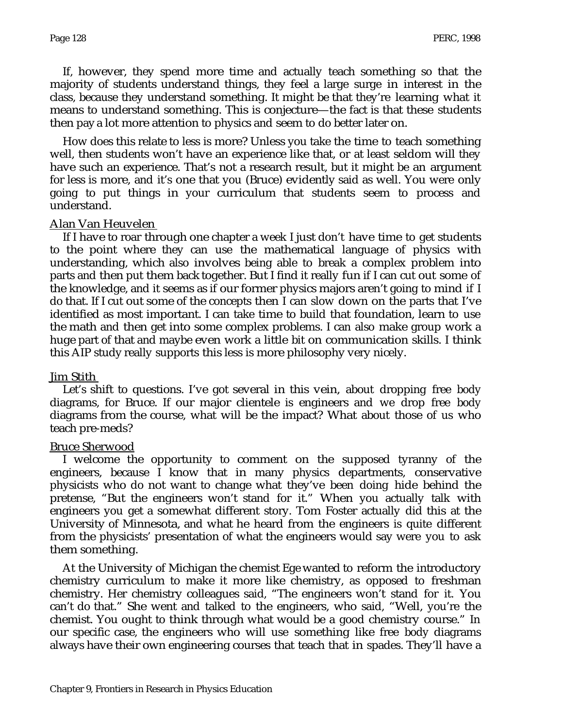If, however, they spend more time and actually teach something so that the majority of students understand things, they feel a large surge in interest in the class, because they understand something. It might be that they're learning what it means to understand something. This is conjecture—the fact is that these students then pay a lot more attention to physics and seem to do better later on.

How does this relate to less is more? Unless you take the time to teach something well, then students won't have an experience like that, or at least seldom will they have such an experience. That's not a research result, but it might be an argument for less is more, and it's one that you (Bruce) evidently said as well. You were only going to put things in your curriculum that students seem to process and understand.

Alan Van Heuvelen

If I have to roar through one chapter a week I just don't have time to get students to the point where they can use the mathematical language of physics with understanding, which also involves being able to break a complex problem into parts and then put them back together. But I find it really fun if I can cut out some of the knowledge, and it seems as if our former physics majors aren't going to mind if I do that. If I cut out some of the concepts then I can slow down on the parts that I've identified as most important. I can take time to build that foundation, learn to use the math and then get into some complex problems. I can also make group work a huge part of that and maybe even work a little bit on communication skills. I think this AIP study really supports this less is more philosophy very nicely.

Jim Stith

Let's shift to questions. I've got several in this vein, about dropping free body diagrams, for Bruce. If our major clientele is engineers and we drop free body diagrams from the course, what will be the impact? What about those of us who teach pre-meds?

Bruce Sherwood

I welcome the opportunity to comment on the supposed tyranny of the engineers, because I know that in many physics departments, conservative physicists who do not want to change what they've been doing hide behind the pretense, "But the engineers won't stand for it." When you actually talk with engineers you get a somewhat different story. Tom Foster actually did this at the University of Minnesota, and what he heard from the engineers is quite different from the physicists' presentation of what the engineers would say were you to ask them something.

At the University of Michigan the chemist Ege wanted to reform the introductory chemistry curriculum to make it more like chemistry, as opposed to freshman chemistry. Her chemistry colleagues said, "The engineers won't stand for it. You can't do that." She went and talked to the engineers, who said, "Well, you're the chemist. You ought to think through what would be a good chemistry course." In our specific case, the engineers who will use something like free body diagrams always have their own engineering courses that teach that in spades. They'll have a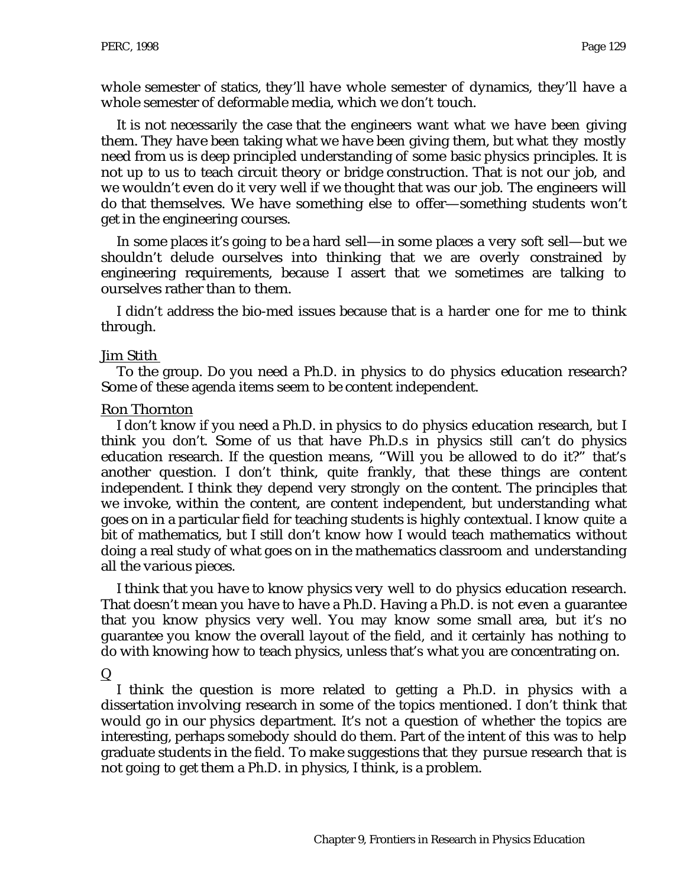whole semester of statics, they'll have whole semester of dynamics, they'll have a whole semester of deformable media, which we don't touch.

It is not necessarily the case that the engineers want what we have been giving them. They have been taking what we have been giving them, but what they mostly need from us is deep principled understanding of some basic physics principles. It is not up to us to teach circuit theory or bridge construction. That is not our job, and we wouldn't even do it very well if we thought that was our job. The engineers will do that themselves. We have something else to offer—something students won't get in the engineering courses.

In some places it's going to be a hard sell—in some places a very soft sell—but we shouldn't delude ourselves into thinking that we are overly constrained by engineering requirements, because I assert that we sometimes are talking to ourselves rather than to them.

I didn't address the bio-med issues because that is a harder one for me to think through.

Jim Stith

To the group. Do you need a Ph.D. in physics to do physics education research? Some of these agenda items seem to be content independent.

Ron Thornton

I don't know if you need a Ph.D. in physics to do physics education research, but I think you don't. Some of us that have Ph.D.s in physics still can't do physics education research. If the question means, "Will you be allowed to do it?" that's another question. I don't think, quite frankly, that these things are content independent. I think they depend very strongly on the content. The principles that we invoke, within the content, are content independent, but understanding what goes on in a particular field for teaching students is highly contextual. I know quite a bit of mathematics, but I still don't know how I would teach mathematics without doing a real study of what goes on in the mathematics classroom and understanding all the various pieces.

I think that you have to know physics very well to do physics education research. That doesn't mean you have to have a Ph.D. Having a Ph.D. is not even a guarantee that you know physics very well. You may know some small area, but it's no guarantee you know the overall layout of the field, and it certainly has nothing to do with knowing how to teach physics, unless that's what you are concentrating on.

Q

I think the question is more related to getting a Ph.D. in physics with a dissertation involving research in some of the topics mentioned. I don't think that would go in our physics department. It's not a question of whether the topics are interesting, perhaps somebody should do them. Part of the intent of this was to help graduate students in the field. To make suggestions that they pursue research that is not going to get them a Ph.D. in physics, I think, is a problem.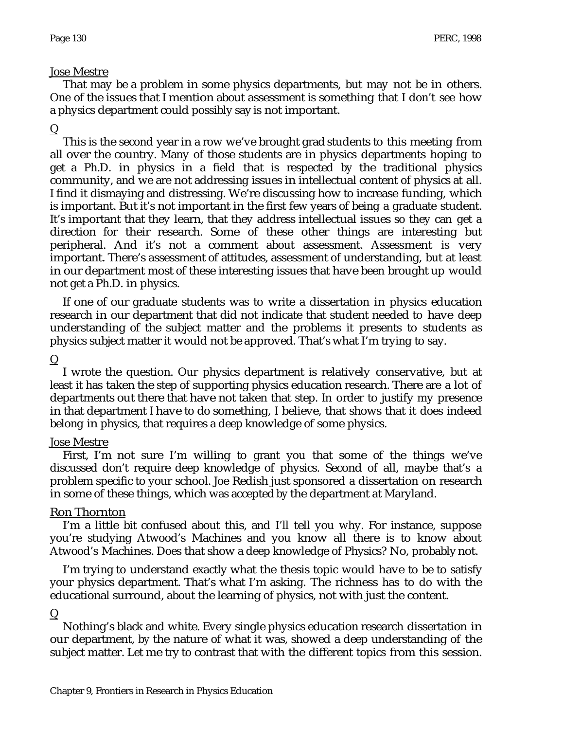Jose Mestre

That may be a problem in some physics departments, but may not be in others. One of the issues that I mention about assessment is something that I don't see how a physics department could possibly say is not important.

Q

This is the second year in a row we've brought grad students to this meeting from all over the country. Many of those students are in physics departments hoping to get a Ph.D. in physics in a field that is respected by the traditional physics community, and we are not addressing issues in intellectual content of physics at all. I find it dismaying and distressing. We're discussing how to increase funding, which is important. But it's not important in the first few years of being a graduate student. It's important that they learn, that they address intellectual issues so they can get a direction for their research. Some of these other things are interesting but peripheral. And it's not a comment about assessment. Assessment is very important. There's assessment of attitudes, assessment of understanding, but at least in our department most of these interesting issues that have been brought up would not get a Ph.D. in physics.

If one of our graduate students was to write a dissertation in physics education research in our department that did not indicate that student needed to have deep understanding of the subject matter and the problems it presents to students as physics subject matter it would not be approved. That's what I'm trying to say.

Q

I wrote the question. Our physics department is relatively conservative, but at least it has taken the step of supporting physics education research. There are a lot of departments out there that have not taken that step. In order to justify my presence in that department I have to do something, I believe, that shows that it does indeed belong in physics, that requires a deep knowledge of some physics.

Jose Mestre

First, I'm not sure I'm willing to grant you that some of the things we've discussed don't require deep knowledge of physics. Second of all, maybe that's a problem specific to your school. Joe Redish just sponsored a dissertation on research in some of these things, which was accepted by the department at Maryland.

Ron Thornton

I'm a little bit confused about this, and I'll tell you why. For instance, suppose you're studying Atwood's Machines and you know all there is to know about Atwood's Machines. Does that show a deep knowledge of Physics? No, probably not.

I'm trying to understand exactly what the thesis topic would have to be to satisfy your physics department. That's what I'm asking. The richness has to do with the educational surround, about the learning of physics, not with just the content.

Q

Nothing's black and white. Every single physics education research dissertation in our department, by the nature of what it was, showed a deep understanding of the subject matter. Let me try to contrast that with the different topics from this session.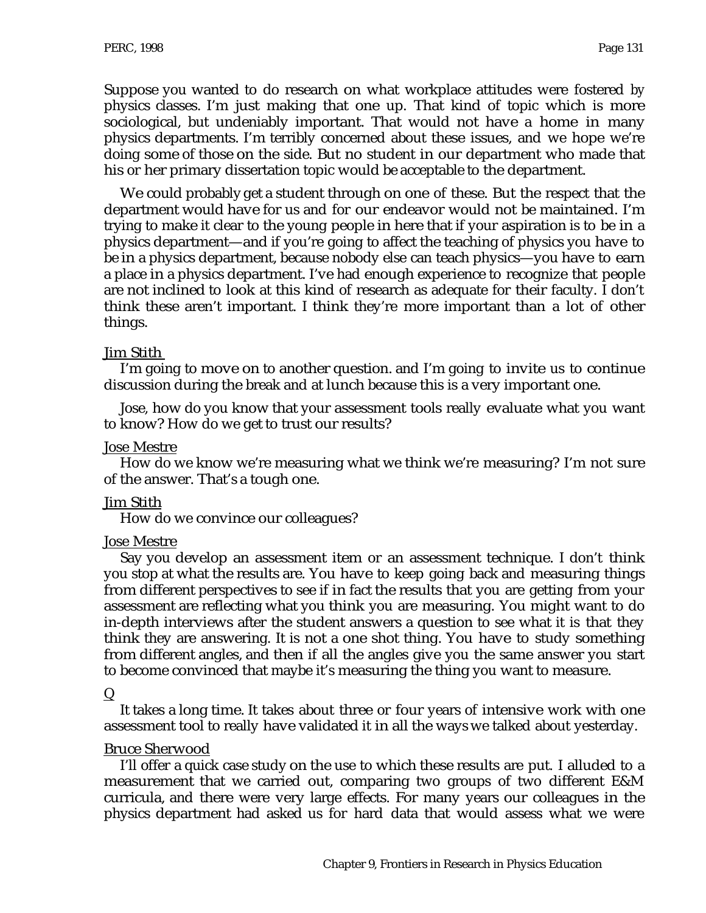Suppose you wanted to do research on what workplace attitudes were fostered by physics classes. I'm just making that one up. That kind of topic which is more sociological, but undeniably important. That would not have a home in many physics departments. I'm terribly concerned about these issues, and we hope we're doing some of those on the side. But no student in our department who made that his or her primary dissertation topic would be acceptable to the department.

We could probably get a student through on one of these. But the respect that the department would have for us and for our endeavor would not be maintained. I'm trying to make it clear to the young people in here that if your aspiration is to be in a physics department—and if you're going to affect the teaching of physics you have to be in a physics department, because nobody else can teach physics—you have to earn a place in a physics department. I've had enough experience to recognize that people are not inclined to look at this kind of research as adequate for their faculty. I don't think these aren't important. I think they're more important than a lot of other things.

<u>Jim Stith</u>

I'm going to move on to another question. and I'm going to invite us to continue discussion during the break and at lunch because this is a very important one.

Jose, how do you know that your assessment tools really evaluate what you want to know? How do we get to trust our results?

<u>Jose Mestre</u>

How do we know we're measuring what we think we're measuring? I'm not sure of the answer. That's a tough one.

<u>Jim Stith</u>

How do we convince our colleagues?

<u>Jose Mestre</u>

Say you develop an assessment item or an assessment technique. I don't think you stop at what the results are. You have to keep going back and measuring things from different perspectives to see if in fact the results that you are getting from your assessment are reflecting what you think you are measuring. You might want to do in-depth interviews after the student answers a question to see what it is that they think they are answering. It is not a one shot thing. You have to study something from different angles, and then if all the angles give you the same answer you start to become convinced that maybe it's measuring the thing you want to measure.

<u>Q</u>

It takes a long time. It takes about three or four years of intensive work with one assessment tool to really have validated it in all the ways we talked about yesterday.

<u>Bruce Sherwood</u>

I'll offer a quick case study on the use to which these results are put. I alluded to a measurement that we carried out, comparing two groups of two different E&M curricula, and there were very large effects. For many years our colleagues in the physics department had asked us for hard data that would assess what we were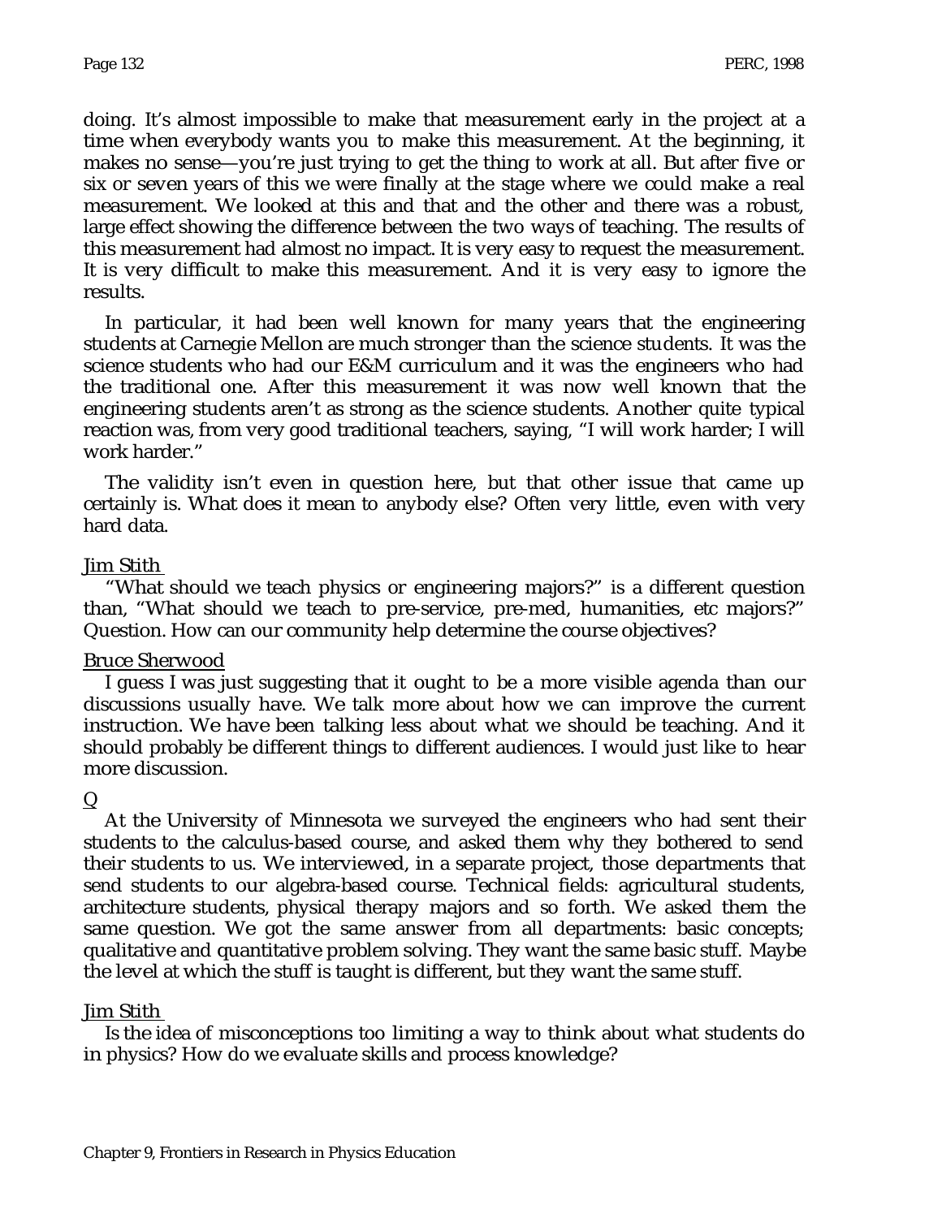doing. It's almost impossible to make that measurement early in the project at a time when everybody wants you to make this measurement. At the beginning, it makes no sense—you're just trying to get the thing to work at all. But after five or six or seven years of this we were finally at the stage where we could make a real measurement. We looked at this and that and the other and there was a robust, large effect showing the difference between the two ways of teaching. The results of this measurement had almost no impact. It is very easy to request the measurement. It is very difficult to make this measurement. And it is very easy to ignore the results.

In particular, it had been well known for many years that the engineering students at Carnegie Mellon are much stronger than the science students. It was the science students who had our E&M curriculum and it was the engineers who had the traditional one. After this measurement it was now well known that the engineering students aren't as strong as the science students. Another quite typical reaction was, from very good traditional teachers, saying, "I will work harder; I will work harder."

The validity isn't even in question here, but that other issue that came up certainly is. What does it mean to anybody else? Often very little, even with very hard data.

<u>Jim Stith</u>

"What should we teach physics or engineering majors?" is a different question than, "What should we teach to pre-service, pre-med, humanities, etc majors?" Question. How can our community help determine the course objectives?

<u>Bruce Sherwood</u>

I guess I was just suggesting that it ought to be a more visible agenda than our discussions usually have. We talk more about how we can improve the current instruction. We have been talking less about what we should be teaching. And it should probably be different things to different audiences. I would just like to hear more discussion.

<u>Q</u>

At the University of Minnesota we surveyed the engineers who had sent their students to the calculus-based course, and asked them why they bothered to send their students to us. We interviewed, in a separate project, those departments that send students to our algebra-based course. Technical fields: agricultural students, architecture students, physical therapy majors and so forth. We asked them the same question. We got the same answer from all departments: basic concepts; qualitative and quantitative problem solving. They want the same basic stuff. Maybe the level at which the stuff is taught is different, but they want the same stuff.

<u>Jim Stith</u>

Is the idea of misconceptions too limiting a way to think about what students do in physics? How do we evaluate skills and process knowledge?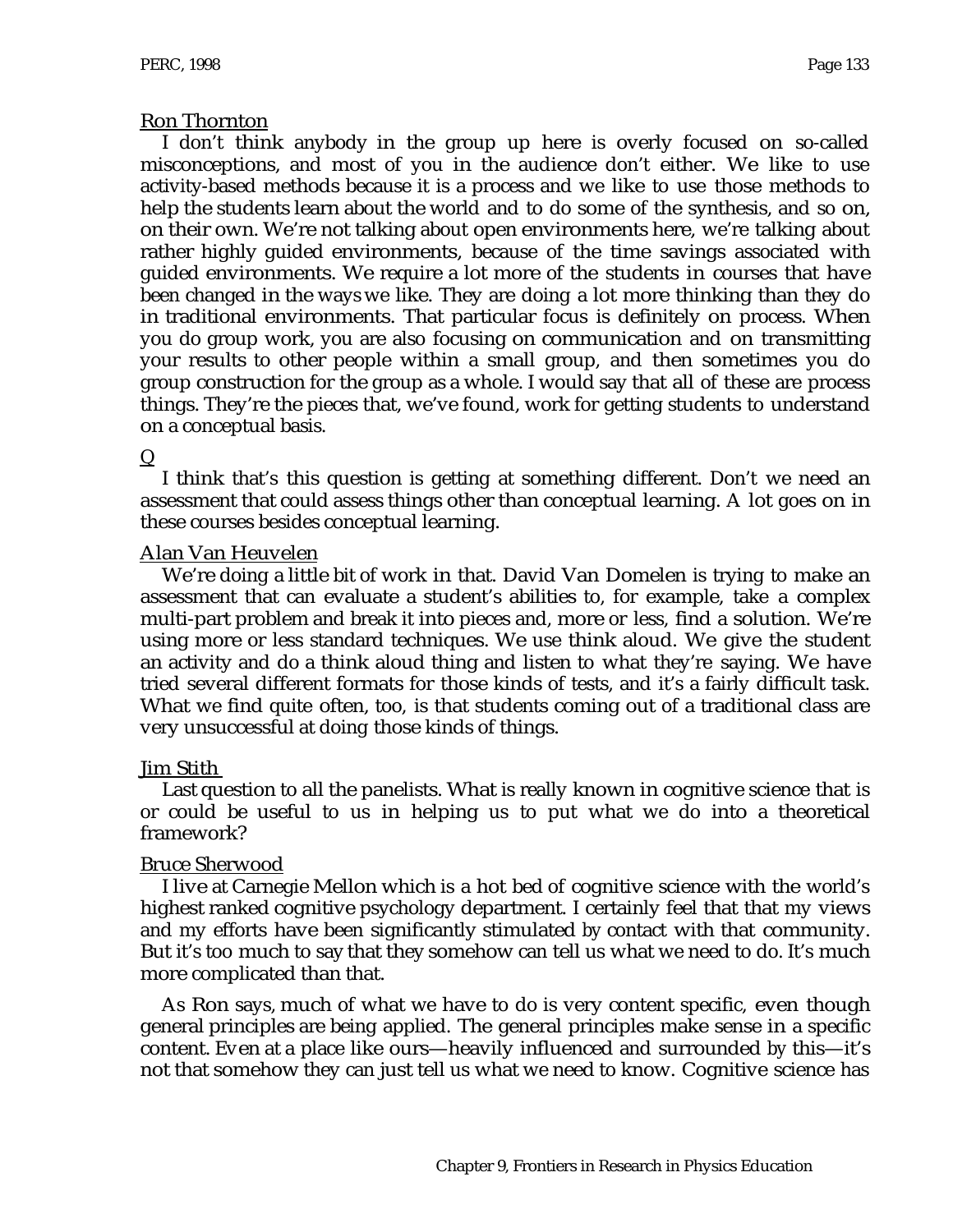Ron Thornton

I don't think anybody in the group up here is overly focused on so-called misconceptions, and most of you in the audience don't either. We like to use activity-based methods because it is a process and we like to use those methods to help the students learn about the world and to do some of the synthesis, and so on, on their own. We're not talking about open environments here, we're talking about rather highly guided environments, because of the time savings associated with guided environments. We require a lot more of the students in courses that have been changed in the ways we like. They are doing a lot more thinking than they do in traditional environments. That particular focus is definitely on process. When you do group work, you are also focusing on communication and on transmitting your results to other people within a small group, and then sometimes you do group construction for the group as a whole. I would say that all of these are process things. They're the pieces that, we've found, work for getting students to understand on a conceptual basis.

Q

I think that's this question is getting at something different. Don't we need an assessment that could assess things other than conceptual learning. A lot goes on in these courses besides conceptual learning.

Alan Van Heuvelen

We're doing a little bit of work in that. David Van Domelen is trying to make an assessment that can evaluate a student's abilities to, for example, take a complex multi-part problem and break it into pieces and, more or less, find a solution. We're using more or less standard techniques. We use think aloud. We give the student an activity and do a think aloud thing and listen to what they're saying. We have tried several different formats for those kinds of tests, and it's a fairly difficult task. What we find quite often, too, is that students coming out of a traditional class are very unsuccessful at doing those kinds of things.

Jim Stith

Last question to all the panelists. What is really known in cognitive science that is or could be useful to us in helping us to put what we do into a theoretical framework?

Bruce Sherwood

I live at Carnegie Mellon which is a hot bed of cognitive science with the world's highest ranked cognitive psychology department. I certainly feel that that my views and my efforts have been significantly stimulated by contact with that community. But it's too much to say that they somehow can tell us what we need to do. It's much more complicated than that.

As Ron says, much of what we have to do is very content specific, even though general principles are being applied. The general principles make sense in a specific content. Even at a place like ours—heavily influenced and surrounded by this—it's not that somehow they can just tell us what we need to know. Cognitive science has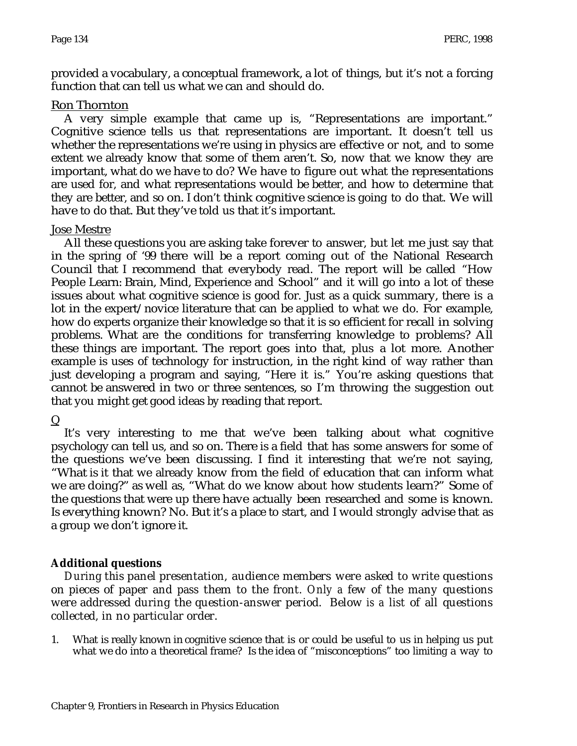provided a vocabulary, a conceptual framework, a lot of things, but it's not a forcing function that can tell us what we can and should do.

Ron Thornton

A very simple example that came up is, "Representations are important." Cognitive science tells us that representations are important. It doesn't tell us whether the representations we're using in physics are effective or not, and to some extent we already know that some of them aren't. So, now that we know they are important, what do we have to do? We have to figure out what the representations are used for, and what representations would be better, and how to determine that they are better, and so on. I don't think cognitive science is going to do that. We will have to do that. But they've told us that it's important.

Jose Mestre

All these questions you are asking take forever to answer, but let me just say that in the spring of '99 there will be a report coming out of the National Research Council that I recommend that everybody read. The report will be called "How People Learn: Brain, Mind, Experience and School" and it will go into a lot of these issues about what cognitive science is good for. Just as a quick summary, there is a lot in the expert/novice literature that can be applied to what we do. For example, how do experts organize their knowledge so that it is so efficient for recall in solving problems. What are the conditions for transferring knowledge to problems? All these things are important. The report goes into that, plus a lot more. Another example is uses of technology for instruction, in the right kind of way rather than just developing a program and saying, "Here it is." You're asking questions that cannot be answered in two or three sentences, so I'm throwing the suggestion out that you might get good ideas by reading that report.

Q

It's very interesting to me that we've been talking about what cognitive psychology can tell us, and so on. There is a field that has some answers for some of the questions we've been discussing. I find it interesting that we're not saying, "What is it that we already know from the field of education that can inform what we are doing?" as well as, "What do we know about how students learn?" Some of the questions that were up there have actually been researched and some is known. Is everything known? No. But it's a place to start, and I would strongly advise that as a group we don't ignore it.

**Additional questions**

*During this panel presentation, audience members were asked to write questions on pieces of paper and pass them to the front. Only a few of the many questions were addressed during the question-answer period. Below is a list of all questions collected, in no particular order.*

1. What is really known in cognitive science that is or could be useful to us in helping us put what we do into a theoretical frame? Is the idea of "misconceptions" too limiting a way to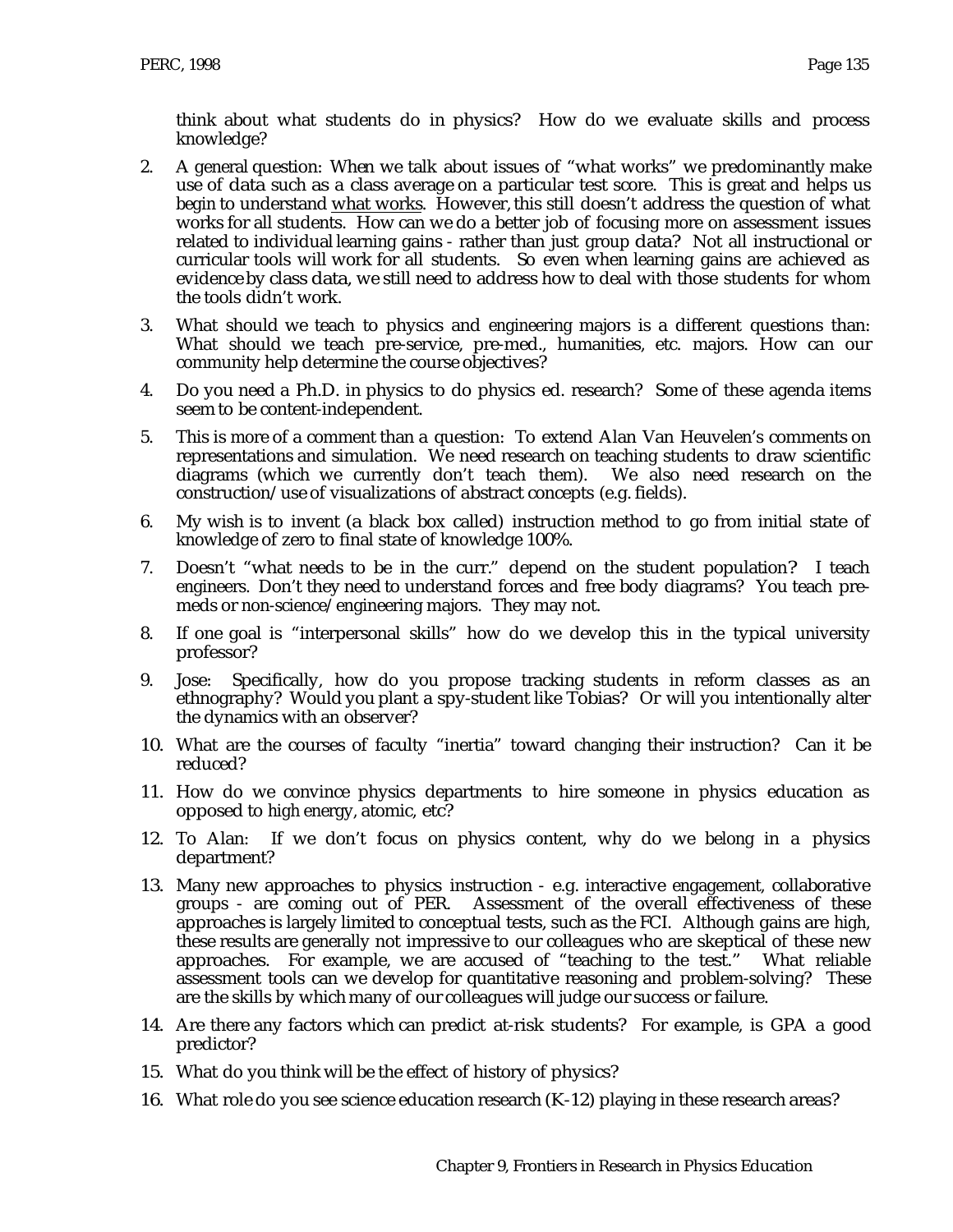think about what students do in physics? How do we evaluate skills and process knowledge?

2. A general question: When we talk about issues of "what works" we predominantly make use of data such as a class average on a particular test score. This is great and helps us begin to understand <u>what works</u>. However, this still doesn't address the question of what works for all students. How can we do a better job of focusing more on assessment issues related to individual learning gains - rather than just group data? Not all instructional or curricular tools will work for all students. So even when learning gains are achieved as evidence by class data, we still need to address how to deal with those students for whom the tools didn't work.

3. What should we teach to physics and engineering majors is a different questions than: What should we teach pre-service, pre-med., humanities, etc. majors. How can our community help determine the course objectives?

4. Do you need a Ph.D. in physics to do physics ed. research? Some of these agenda items seem to be content-independent.

5. This is more of a comment than a question: To extend Alan Van Heuvelen's comments on representations and simulation. We need research on teaching students to draw scientific diagrams (which we currently don't teach them). We also need research on the construction/use of visualizations of abstract concepts (e.g. fields).

6. My wish is to invent (a black box called) instruction method to go from initial state of knowledge of zero to final state of knowledge 100%.

7. Doesn't "what needs to be in the curr." depend on the student population? I teach engineers. Don't they need to understand forces and free body diagrams? You teach pre-meds or non-science/engineering majors. They may not.

8. If one goal is "interpersonal skills" how do we develop this in the typical university professor?

9. Jose: Specifically, how do you propose tracking students in reform classes as an ethnography? Would you plant a spy-student like Tobias? Or will you intentionally alter the dynamics with an observer?

10. What are the courses of faculty "inertia" toward changing their instruction? Can it be reduced?

11. How do we convince physics departments to hire someone in physics education as opposed to high energy, atomic, etc?

12. To Alan: If we don't focus on physics content, why do we belong in a physics department?

13. Many new approaches to physics instruction - e.g. interactive engagement, collaborative groups - are coming out of PER. Assessment of the overall effectiveness of these approaches is largely limited to conceptual tests, such as the FCI. Although gains are high, these results are generally not impressive to our colleagues who are skeptical of these new approaches. For example, we are accused of "teaching to the test." What reliable assessment tools can we develop for quantitative reasoning and problem-solving? These are the skills by which many of our colleagues will judge our success or failure.

14. Are there any factors which can predict at-risk students? For example, is GPA a good predictor?

15. What do you think will be the effect of history of physics?

16. What role do you see science education research (K-12) playing in these research areas?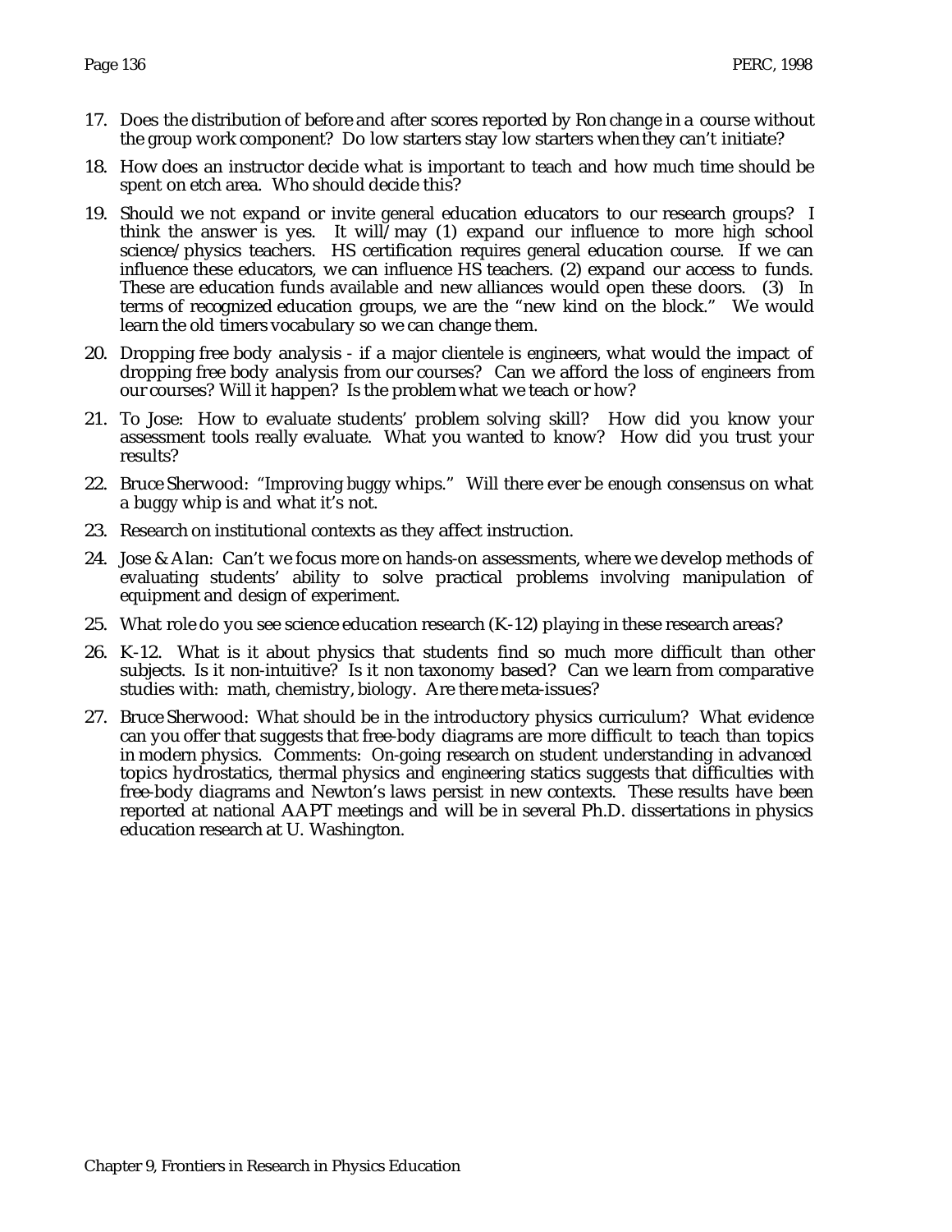17. Does the distribution of before and after scores reported by Ron change in a course without the group work component? Do low starters stay low starters when they can't initiate?

18. How does an instructor decide what is important to teach and how much time should be spent on etch area. Who should decide this?

19. Should we not expand or invite general education educators to our research groups? I think the answer is yes. It will/may (1) expand our influence to more high school science/physics teachers. HS certification requires general education course. If we can influence these educators, we can influence HS teachers. (2) expand our access to funds. These are education funds available and new alliances would open these doors. (3) In terms of recognized education groups, we are the "new kind on the block." We would learn the old timers vocabulary so we can change them.

20. Dropping free body analysis - if a major clientele is engineers, what would the impact of dropping free body analysis from our courses? Can we afford the loss of engineers from our courses? Will it happen? Is the problem what we teach or how?

21. To Jose: How to evaluate students' problem solving skill? How did you know your assessment tools really evaluate. What you wanted to know? How did you trust your results?

22. Bruce Sherwood: "Improving buggy whips." Will there ever be enough consensus on what a buggy whip is and what it's not.

23. Research on institutional contexts as they affect instruction.

24. Jose & Alan: Can't we focus more on hands-on assessments, where we develop methods of evaluating students' ability to solve practical problems involving manipulation of equipment and design of experiment.

25. What role do you see science education research (K-12) playing in these research areas?

26. K-12. What is it about physics that students find so much more difficult than other subjects. Is it non-intuitive? Is it non taxonomy based? Can we learn from comparative studies with: math, chemistry, biology. Are there meta-issues?

27. Bruce Sherwood: What should be in the introductory physics curriculum? What evidence can you offer that suggests that free-body diagrams are more difficult to teach than topics in modern physics. Comments: On-going research on student understanding in advanced topics hydrostatics, thermal physics and engineering statics suggests that difficulties with free-body diagrams and Newton's laws persist in new contexts. These results have been reported at national AAPT meetings and will be in several Ph.D. dissertations in physics education research at U. Washington.